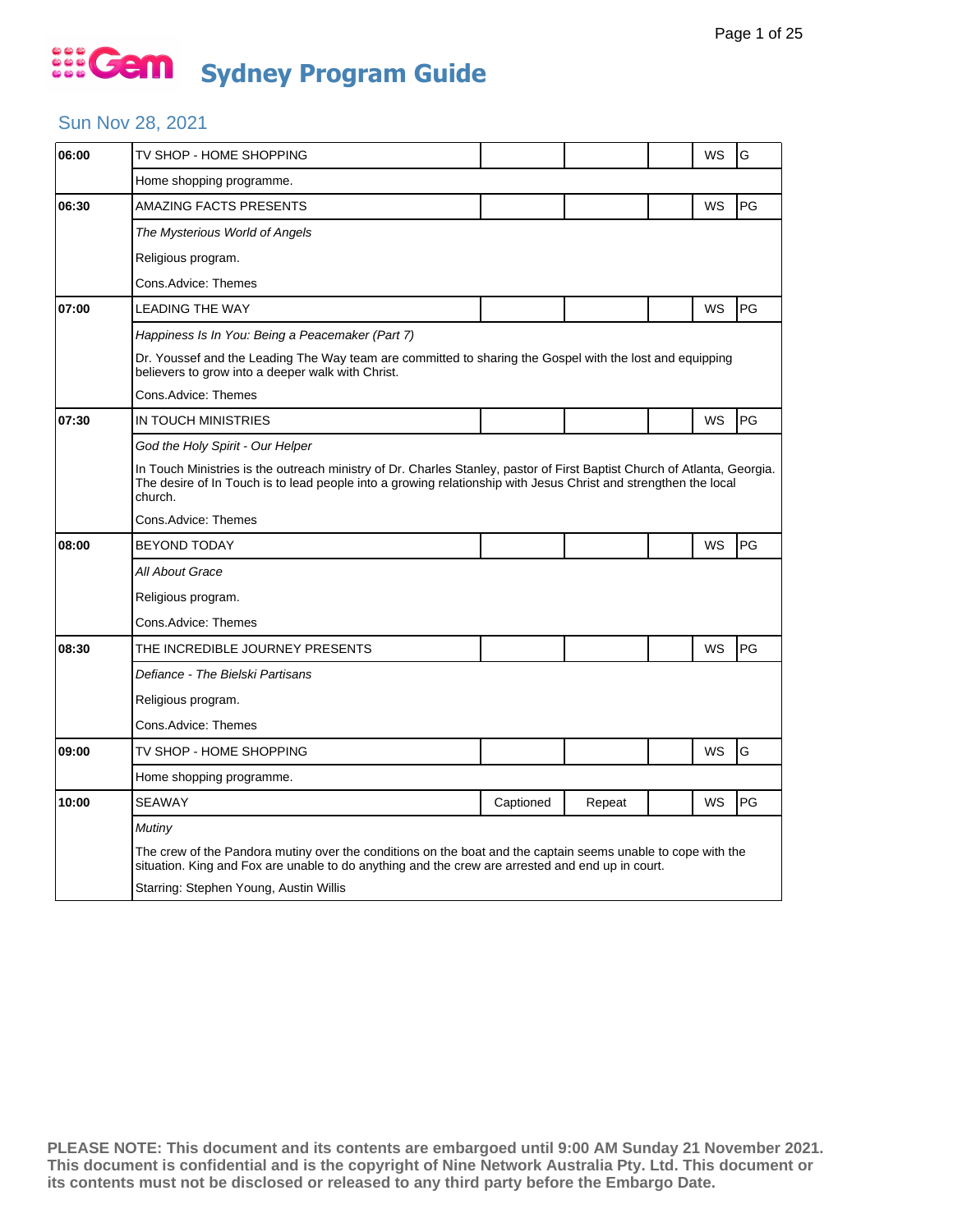# Gem Sydney Program Guide

## Sun Nov 28, 2021

| Time | Program | | | | | |
|---|---|---|---|---|---|---|
| 06:00 | TV SHOP - HOME SHOPPING | | | | WS | G |
| | Home shopping programme. | | | | | |
| 06:30 | AMAZING FACTS PRESENTS | | | | WS | PG |
| | *The Mysterious World of Angels* | | | | | |
| | Religious program. | | | | | |
| | Cons.Advice: Themes | | | | | |
| 07:00 | LEADING THE WAY | | | | WS | PG |
| | *Happiness Is In You: Being a Peacemaker (Part 7)* | | | | | |
| | Dr. Youssef and the Leading The Way team are committed to sharing the Gospel with the lost and equipping believers to grow into a deeper walk with Christ. | | | | | |
| | Cons.Advice: Themes | | | | | |
| 07:30 | IN TOUCH MINISTRIES | | | | WS | PG |
| | *God the Holy Spirit - Our Helper* | | | | | |
| | In Touch Ministries is the outreach ministry of Dr. Charles Stanley, pastor of First Baptist Church of Atlanta, Georgia. The desire of In Touch is to lead people into a growing relationship with Jesus Christ and strengthen the local church. | | | | | |
| | Cons.Advice: Themes | | | | | |
| 08:00 | BEYOND TODAY | | | | WS | PG |
| | *All About Grace* | | | | | |
| | Religious program. | | | | | |
| | Cons.Advice: Themes | | | | | |
| 08:30 | THE INCREDIBLE JOURNEY PRESENTS | | | | WS | PG |
| | *Defiance - The Bielski Partisans* | | | | | |
| | Religious program. | | | | | |
| | Cons.Advice: Themes | | | | | |
| 09:00 | TV SHOP - HOME SHOPPING | | | | WS | G |
| | Home shopping programme. | | | | | |
| 10:00 | SEAWAY | Captioned | Repeat | | WS | PG |
| | *Mutiny* | | | | | |
| | The crew of the Pandora mutiny over the conditions on the boat and the captain seems unable to cope with the situation. King and Fox are unable to do anything and the crew are arrested and end up in court. | | | | | |
| | Starring: Stephen Young, Austin Willis | | | | | |

**PLEASE NOTE: This document and its contents are embargoed until 9:00 AM Sunday 21 November 2021. This document is confidential and is the copyright of Nine Network Australia Pty. Ltd. This document or its contents must not be disclosed or released to any third party before the Embargo Date.**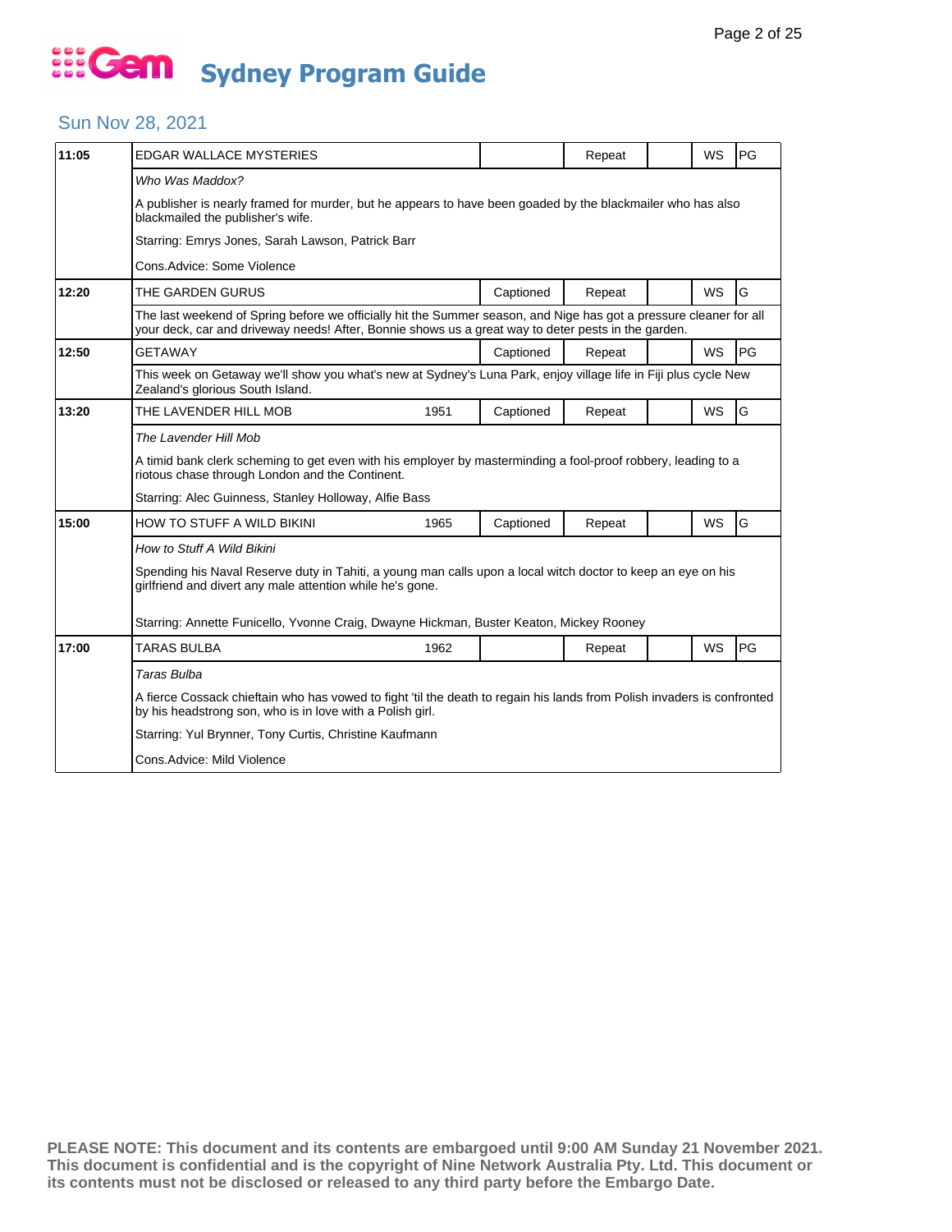# Gem Sydney Program Guide

## Sun Nov 28, 2021

| Time | Program | Year | Captioned | Repeat | | WS | Rating |
|---|---|---|---|---|---|---|---|
| 11:05 | EDGAR WALLACE MYSTERIES | | | Repeat | | WS | PG |

*Who Was Maddox?*

A publisher is nearly framed for murder, but he appears to have been goaded by the blackmailer who has also blackmailed the publisher's wife.

Starring: Emrys Jones, Sarah Lawson, Patrick Barr

Cons.Advice: Some Violence

| Time | Program | Year | Captioned | Repeat | | WS | Rating |
|---|---|---|---|---|---|---|---|
| 12:20 | THE GARDEN GURUS | | Captioned | Repeat | | WS | G |

The last weekend of Spring before we officially hit the Summer season, and Nige has got a pressure cleaner for all your deck, car and driveway needs! After, Bonnie shows us a great way to deter pests in the garden.

| Time | Program | Year | Captioned | Repeat | | WS | Rating |
|---|---|---|---|---|---|---|---|
| 12:50 | GETAWAY | | Captioned | Repeat | | WS | PG |

This week on Getaway we'll show you what's new at Sydney's Luna Park, enjoy village life in Fiji plus cycle New Zealand's glorious South Island.

| Time | Program | Year | Captioned | Repeat | | WS | Rating |
|---|---|---|---|---|---|---|---|
| 13:20 | THE LAVENDER HILL MOB | 1951 | Captioned | Repeat | | WS | G |

*The Lavender Hill Mob*

A timid bank clerk scheming to get even with his employer by masterminding a fool-proof robbery, leading to a riotous chase through London and the Continent.

Starring: Alec Guinness, Stanley Holloway, Alfie Bass

| Time | Program | Year | Captioned | Repeat | | WS | Rating |
|---|---|---|---|---|---|---|---|
| 15:00 | HOW TO STUFF A WILD BIKINI | 1965 | Captioned | Repeat | | WS | G |

*How to Stuff A Wild Bikini*

Spending his Naval Reserve duty in Tahiti, a young man calls upon a local witch doctor to keep an eye on his girlfriend and divert any male attention while he's gone.

Starring: Annette Funicello, Yvonne Craig, Dwayne Hickman, Buster Keaton, Mickey Rooney

| Time | Program | Year | Captioned | Repeat | | WS | Rating |
|---|---|---|---|---|---|---|---|
| 17:00 | TARAS BULBA | 1962 | | Repeat | | WS | PG |

*Taras Bulba*

A fierce Cossack chieftain who has vowed to fight 'til the death to regain his lands from Polish invaders is confronted by his headstrong son, who is in love with a Polish girl.

Starring: Yul Brynner, Tony Curtis, Christine Kaufmann

Cons.Advice: Mild Violence

**PLEASE NOTE: This document and its contents are embargoed until 9:00 AM Sunday 21 November 2021. This document is confidential and is the copyright of Nine Network Australia Pty. Ltd. This document or its contents must not be disclosed or released to any third party before the Embargo Date.**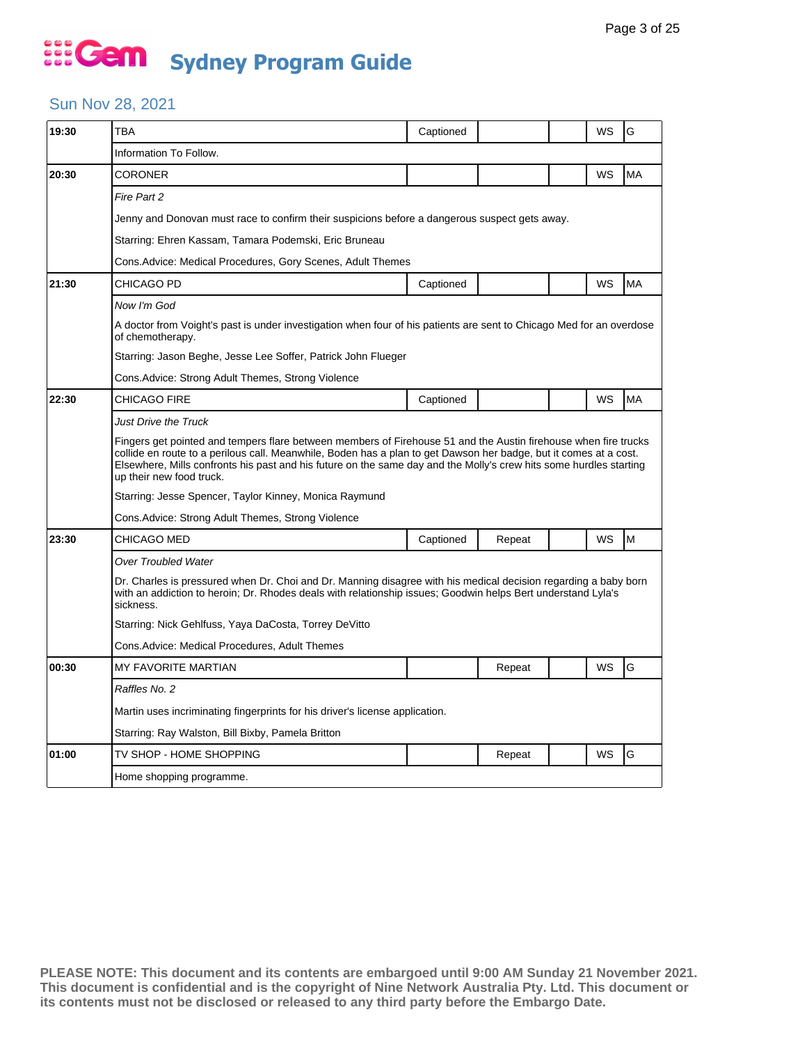# Gem Sydney Program Guide

## Sun Nov 28, 2021

| Time | Program | Captioned | Repeat | | WS | Rating |
|---|---|---|---|---|---|---|
| 19:30 | TBA | Captioned | | | WS | G |
| | Information To Follow. | | | | | |
| 20:30 | CORONER | | | | WS | MA |
| | *Fire Part 2*<br>Jenny and Donovan must race to confirm their suspicions before a dangerous suspect gets away.<br>Starring: Ehren Kassam, Tamara Podemski, Eric Bruneau<br>Cons.Advice: Medical Procedures, Gory Scenes, Adult Themes | | | | | |
| 21:30 | CHICAGO PD | Captioned | | | WS | MA |
| | *Now I'm God*<br>A doctor from Voight's past is under investigation when four of his patients are sent to Chicago Med for an overdose of chemotherapy.<br>Starring: Jason Beghe, Jesse Lee Soffer, Patrick John Flueger<br>Cons.Advice: Strong Adult Themes, Strong Violence | | | | | |
| 22:30 | CHICAGO FIRE | Captioned | | | WS | MA |
| | *Just Drive the Truck*<br>Fingers get pointed and tempers flare between members of Firehouse 51 and the Austin firehouse when fire trucks collide en route to a perilous call. Meanwhile, Boden has a plan to get Dawson her badge, but it comes at a cost. Elsewhere, Mills confronts his past and his future on the same day and the Molly's crew hits some hurdles starting up their new food truck.<br>Starring: Jesse Spencer, Taylor Kinney, Monica Raymund<br>Cons.Advice: Strong Adult Themes, Strong Violence | | | | | |
| 23:30 | CHICAGO MED | Captioned | Repeat | | WS | M |
| | *Over Troubled Water*<br>Dr. Charles is pressured when Dr. Choi and Dr. Manning disagree with his medical decision regarding a baby born with an addiction to heroin; Dr. Rhodes deals with relationship issues; Goodwin helps Bert understand Lyla's sickness.<br>Starring: Nick Gehlfuss, Yaya DaCosta, Torrey DeVitto<br>Cons.Advice: Medical Procedures, Adult Themes | | | | | |
| 00:30 | MY FAVORITE MARTIAN | | Repeat | | WS | G |
| | *Raffles No. 2*<br>Martin uses incriminating fingerprints for his driver's license application.<br>Starring: Ray Walston, Bill Bixby, Pamela Britton | | | | | |
| 01:00 | TV SHOP - HOME SHOPPING | | Repeat | | WS | G |
| | Home shopping programme. | | | | | |

**PLEASE NOTE: This document and its contents are embargoed until 9:00 AM Sunday 21 November 2021. This document is confidential and is the copyright of Nine Network Australia Pty. Ltd. This document or its contents must not be disclosed or released to any third party before the Embargo Date.**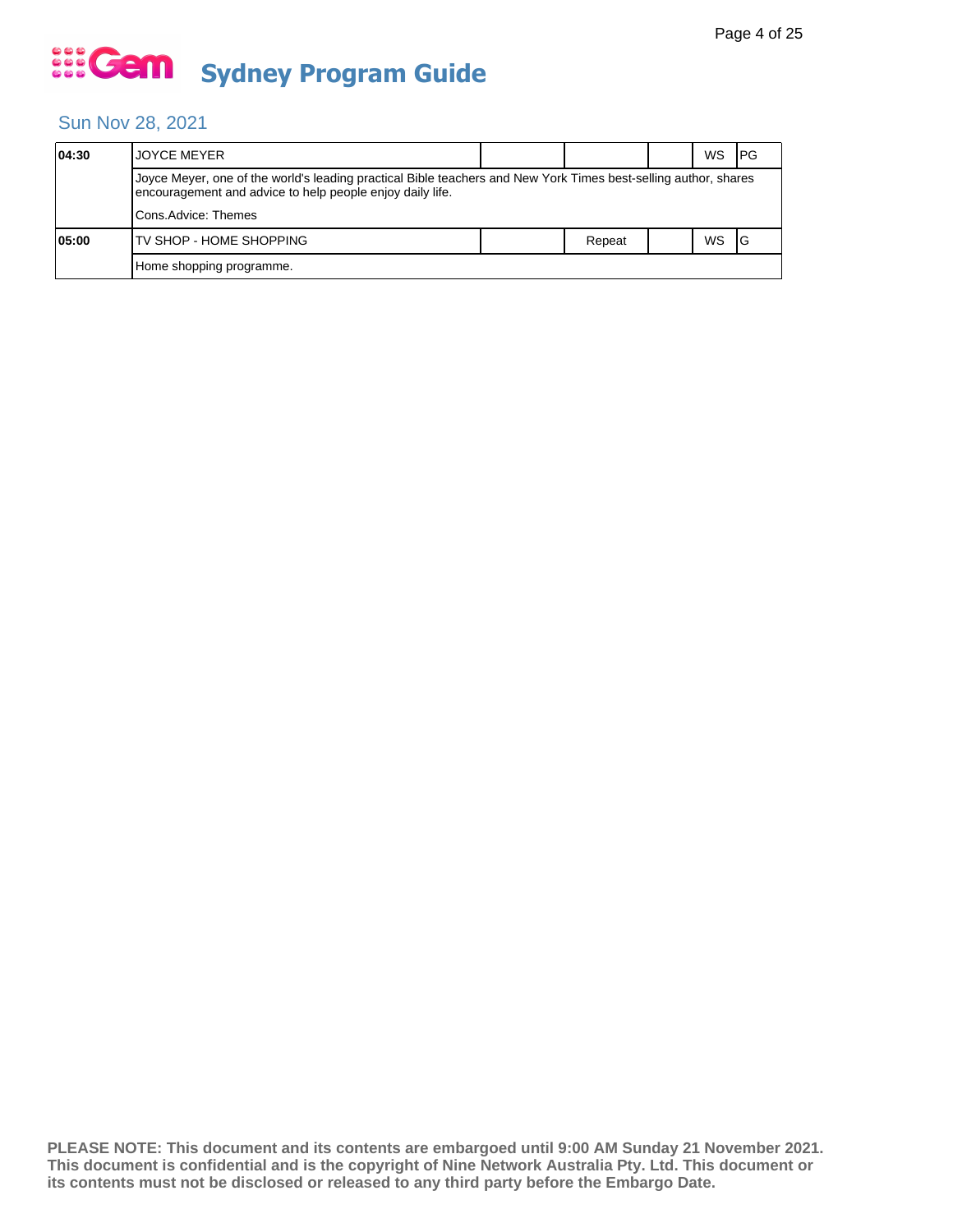# Gem Sydney Program Guide

## Sun Nov 28, 2021

| Time | Program | | | | | |
|---|---|---|---|---|---|---|
| 04:30 | JOYCE MEYER | | | | WS | PG |
| | Joyce Meyer, one of the world's leading practical Bible teachers and New York Times best-selling author, shares encouragement and advice to help people enjoy daily life.<br><br>Cons.Advice: Themes | | | | | |
| 05:00 | TV SHOP - HOME SHOPPING | | Repeat | | WS | G |
| | Home shopping programme. | | | | | |

**PLEASE NOTE: This document and its contents are embargoed until 9:00 AM Sunday 21 November 2021. This document is confidential and is the copyright of Nine Network Australia Pty. Ltd. This document or its contents must not be disclosed or released to any third party before the Embargo Date.**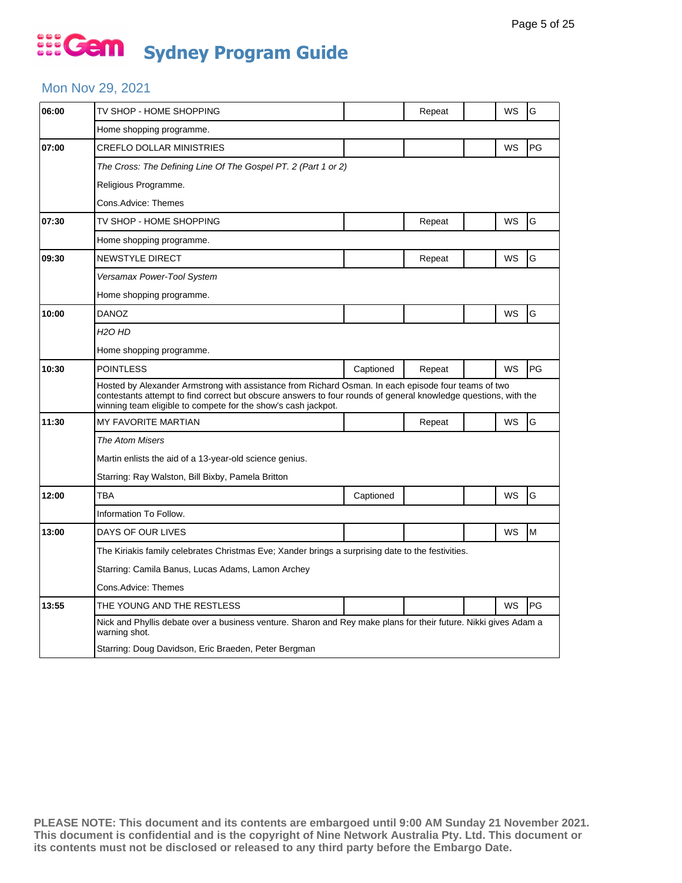# Gem Sydney Program Guide

## Mon Nov 29, 2021

| Time | Program | Captioned | Repeat | | WS | Rating |
|---|---|---|---|---|---|---|
| 06:00 | TV SHOP - HOME SHOPPING | | Repeat | | WS | G |
| | Home shopping programme. | | | | | |
| 07:00 | CREFLO DOLLAR MINISTRIES | | | | WS | PG |
| | *The Cross: The Defining Line Of The Gospel PT. 2 (Part 1 or 2)* | | | | | |
| | Religious Programme. | | | | | |
| | Cons.Advice: Themes | | | | | |
| 07:30 | TV SHOP - HOME SHOPPING | | Repeat | | WS | G |
| | Home shopping programme. | | | | | |
| 09:30 | NEWSTYLE DIRECT | | Repeat | | WS | G |
| | *Versamax Power-Tool System* | | | | | |
| | Home shopping programme. | | | | | |
| 10:00 | DANOZ | | | | WS | G |
| | *H2O HD* | | | | | |
| | Home shopping programme. | | | | | |
| 10:30 | POINTLESS | Captioned | Repeat | | WS | PG |
| | Hosted by Alexander Armstrong with assistance from Richard Osman. In each episode four teams of two contestants attempt to find correct but obscure answers to four rounds of general knowledge questions, with the winning team eligible to compete for the show's cash jackpot. | | | | | |
| 11:30 | MY FAVORITE MARTIAN | | Repeat | | WS | G |
| | *The Atom Misers* | | | | | |
| | Martin enlists the aid of a 13-year-old science genius. | | | | | |
| | Starring: Ray Walston, Bill Bixby, Pamela Britton | | | | | |
| 12:00 | TBA | Captioned | | | WS | G |
| | Information To Follow. | | | | | |
| 13:00 | DAYS OF OUR LIVES | | | | WS | M |
| | The Kiriakis family celebrates Christmas Eve; Xander brings a surprising date to the festivities. | | | | | |
| | Starring: Camila Banus, Lucas Adams, Lamon Archey | | | | | |
| | Cons.Advice: Themes | | | | | |
| 13:55 | THE YOUNG AND THE RESTLESS | | | | WS | PG |
| | Nick and Phyllis debate over a business venture. Sharon and Rey make plans for their future. Nikki gives Adam a warning shot. | | | | | |
| | Starring: Doug Davidson, Eric Braeden, Peter Bergman | | | | | |

**PLEASE NOTE: This document and its contents are embargoed until 9:00 AM Sunday 21 November 2021. This document is confidential and is the copyright of Nine Network Australia Pty. Ltd. This document or its contents must not be disclosed or released to any third party before the Embargo Date.**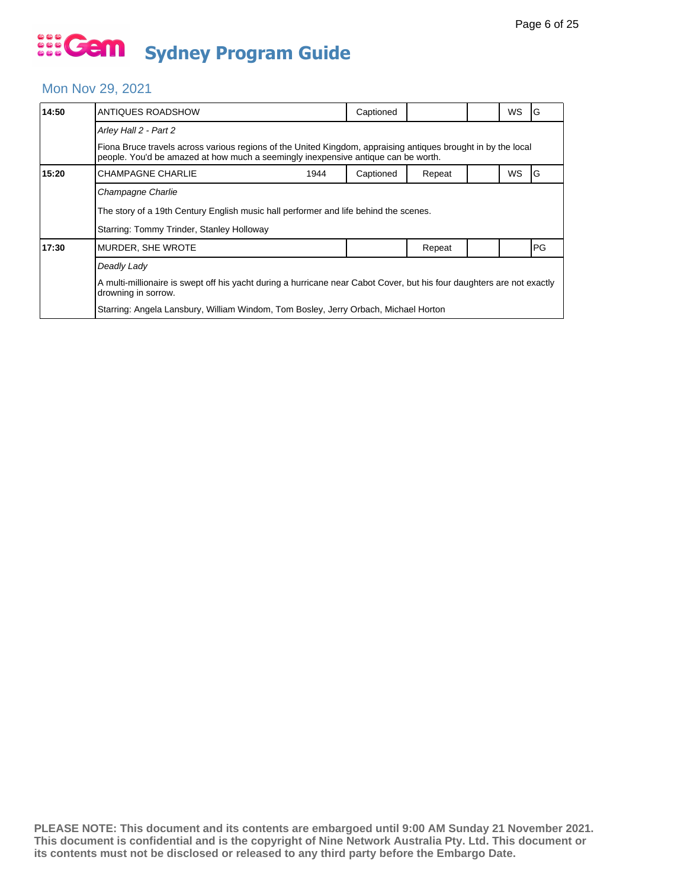# Gem Sydney Program Guide

## Mon Nov 29, 2021

| Time | Program | Year | Captioned | Repeat | | WS | Rating |
|---|---|---|---|---|---|---|---|
| 14:50 | ANTIQUES ROADSHOW | | Captioned | | | WS | G |
| | *Arley Hall 2 - Part 2* | | | | | | |
| | Fiona Bruce travels across various regions of the United Kingdom, appraising antiques brought in by the local people. You'd be amazed at how much a seemingly inexpensive antique can be worth. | | | | | | |
| 15:20 | CHAMPAGNE CHARLIE | 1944 | Captioned | Repeat | | WS | G |
| | *Champagne Charlie* | | | | | | |
| | The story of a 19th Century English music hall performer and life behind the scenes. | | | | | | |
| | Starring: Tommy Trinder, Stanley Holloway | | | | | | |
| 17:30 | MURDER, SHE WROTE | | | Repeat | | | PG |
| | *Deadly Lady* | | | | | | |
| | A multi-millionaire is swept off his yacht during a hurricane near Cabot Cover, but his four daughters are not exactly drowning in sorrow. | | | | | | |
| | Starring: Angela Lansbury, William Windom, Tom Bosley, Jerry Orbach, Michael Horton | | | | | | |

**PLEASE NOTE: This document and its contents are embargoed until 9:00 AM Sunday 21 November 2021. This document is confidential and is the copyright of Nine Network Australia Pty. Ltd. This document or its contents must not be disclosed or released to any third party before the Embargo Date.**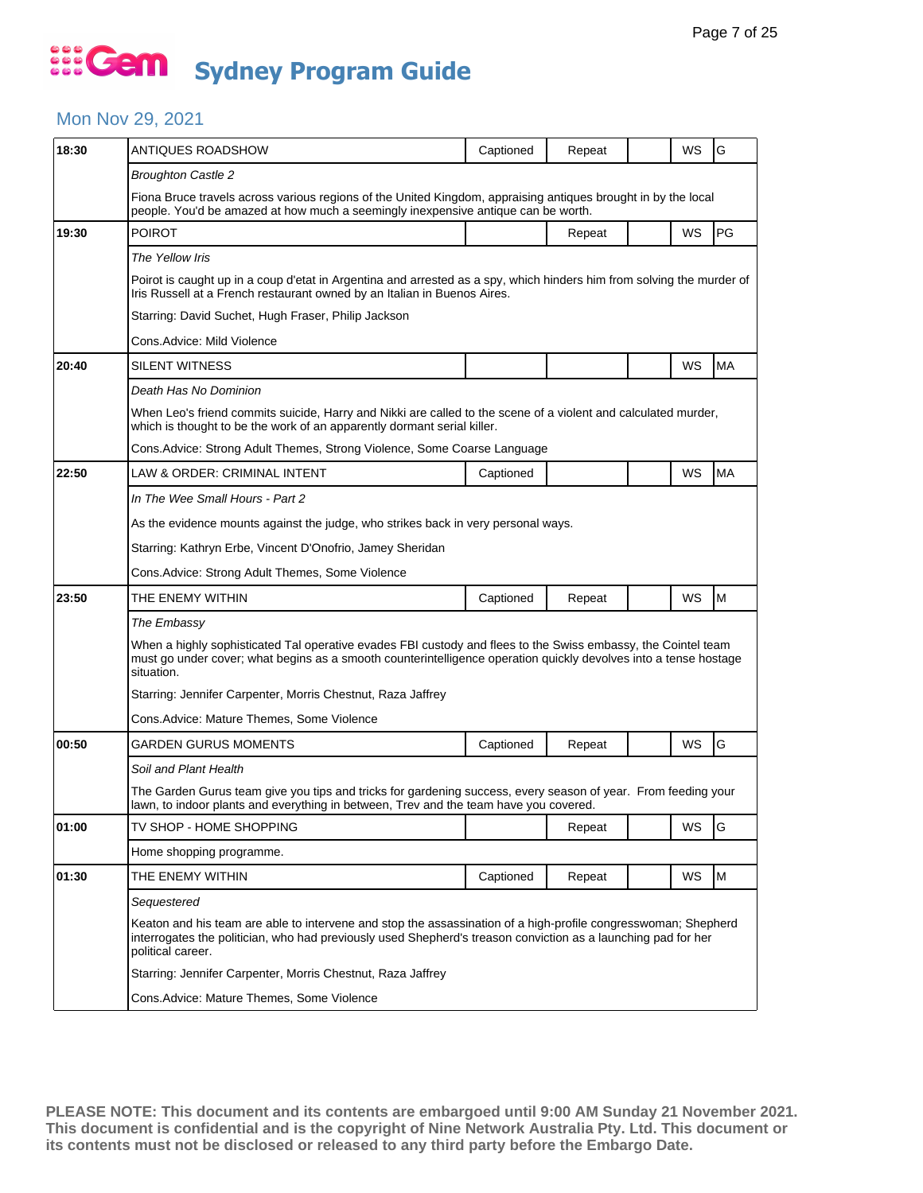# Gem Sydney Program Guide

## Mon Nov 29, 2021

| Time | Program | Captioned | Repeat | | WS | Rating |
|---|---|---|---|---|---|---|
| 18:30 | ANTIQUES ROADSHOW | Captioned | Repeat | | WS | G |
| | *Broughton Castle 2* | | | | | |
| | Fiona Bruce travels across various regions of the United Kingdom, appraising antiques brought in by the local people. You'd be amazed at how much a seemingly inexpensive antique can be worth. | | | | | |
| 19:30 | POIROT | | Repeat | | WS | PG |
| | *The Yellow Iris* | | | | | |
| | Poirot is caught up in a coup d'etat in Argentina and arrested as a spy, which hinders him from solving the murder of Iris Russell at a French restaurant owned by an Italian in Buenos Aires. | | | | | |
| | Starring: David Suchet, Hugh Fraser, Philip Jackson | | | | | |
| | Cons.Advice: Mild Violence | | | | | |
| 20:40 | SILENT WITNESS | | | | WS | MA |
| | *Death Has No Dominion* | | | | | |
| | When Leo's friend commits suicide, Harry and Nikki are called to the scene of a violent and calculated murder, which is thought to be the work of an apparently dormant serial killer. | | | | | |
| | Cons.Advice: Strong Adult Themes, Strong Violence, Some Coarse Language | | | | | |
| 22:50 | LAW & ORDER: CRIMINAL INTENT | Captioned | | | WS | MA |
| | *In The Wee Small Hours - Part 2* | | | | | |
| | As the evidence mounts against the judge, who strikes back in very personal ways. | | | | | |
| | Starring: Kathryn Erbe, Vincent D'Onofrio, Jamey Sheridan | | | | | |
| | Cons.Advice: Strong Adult Themes, Some Violence | | | | | |
| 23:50 | THE ENEMY WITHIN | Captioned | Repeat | | WS | M |
| | *The Embassy* | | | | | |
| | When a highly sophisticated Tal operative evades FBI custody and flees to the Swiss embassy, the Cointel team must go under cover; what begins as a smooth counterintelligence operation quickly devolves into a tense hostage situation. | | | | | |
| | Starring: Jennifer Carpenter, Morris Chestnut, Raza Jaffrey | | | | | |
| | Cons.Advice: Mature Themes, Some Violence | | | | | |
| 00:50 | GARDEN GURUS MOMENTS | Captioned | Repeat | | WS | G |
| | *Soil and Plant Health* | | | | | |
| | The Garden Gurus team give you tips and tricks for gardening success, every season of year. From feeding your lawn, to indoor plants and everything in between, Trev and the team have you covered. | | | | | |
| 01:00 | TV SHOP - HOME SHOPPING | | Repeat | | WS | G |
| | Home shopping programme. | | | | | |
| 01:30 | THE ENEMY WITHIN | Captioned | Repeat | | WS | M |
| | *Sequestered* | | | | | |
| | Keaton and his team are able to intervene and stop the assassination of a high-profile congresswoman; Shepherd interrogates the politician, who had previously used Shepherd's treason conviction as a launching pad for her political career. | | | | | |
| | Starring: Jennifer Carpenter, Morris Chestnut, Raza Jaffrey | | | | | |
| | Cons.Advice: Mature Themes, Some Violence | | | | | |

**PLEASE NOTE: This document and its contents are embargoed until 9:00 AM Sunday 21 November 2021. This document is confidential and is the copyright of Nine Network Australia Pty. Ltd. This document or its contents must not be disclosed or released to any third party before the Embargo Date.**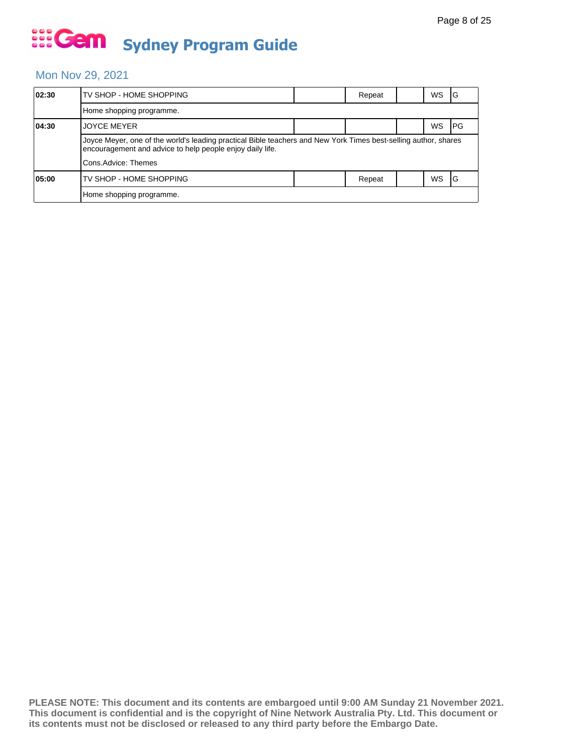# Gem Sydney Program Guide

## Mon Nov 29, 2021

| Time | Program | | | | | | |
|---|---|---|---|---|---|---|---|
| **02:30** | TV SHOP - HOME SHOPPING | | Repeat | | WS | G |
| | Home shopping programme. | | | | | |
| **04:30** | JOYCE MEYER | | | | WS | PG |
| | Joyce Meyer, one of the world's leading practical Bible teachers and New York Times best-selling author, shares encouragement and advice to help people enjoy daily life.<br><br>Cons.Advice: Themes | | | | | |
| **05:00** | TV SHOP - HOME SHOPPING | | Repeat | | WS | G |
| | Home shopping programme. | | | | | |

**PLEASE NOTE: This document and its contents are embargoed until 9:00 AM Sunday 21 November 2021. This document is confidential and is the copyright of Nine Network Australia Pty. Ltd. This document or its contents must not be disclosed or released to any third party before the Embargo Date.**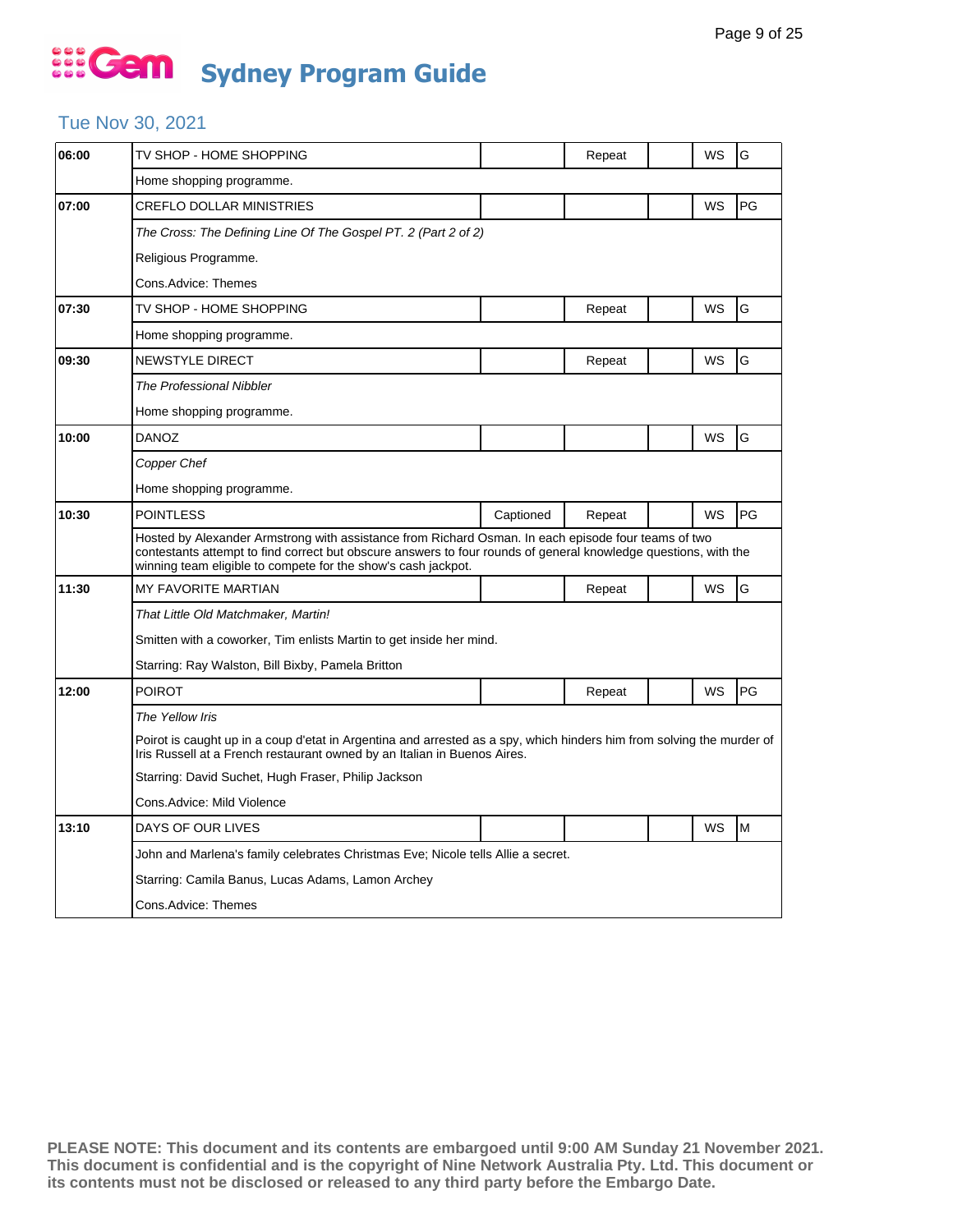# Gem Sydney Program Guide

## Tue Nov 30, 2021

| Time | Program | Captioned | Repeat | | WS | Rating |
|---|---|---|---|---|---|---|
| 06:00 | TV SHOP - HOME SHOPPING | | Repeat | | WS | G |
| | Home shopping programme. | | | | | |
| 07:00 | CREFLO DOLLAR MINISTRIES | | | | WS | PG |
| | *The Cross: The Defining Line Of The Gospel PT. 2 (Part 2 of 2)* | | | | | |
| | Religious Programme. | | | | | |
| | Cons.Advice: Themes | | | | | |
| 07:30 | TV SHOP - HOME SHOPPING | | Repeat | | WS | G |
| | Home shopping programme. | | | | | |
| 09:30 | NEWSTYLE DIRECT | | Repeat | | WS | G |
| | *The Professional Nibbler* | | | | | |
| | Home shopping programme. | | | | | |
| 10:00 | DANOZ | | | | WS | G |
| | *Copper Chef* | | | | | |
| | Home shopping programme. | | | | | |
| 10:30 | POINTLESS | Captioned | Repeat | | WS | PG |
| | Hosted by Alexander Armstrong with assistance from Richard Osman. In each episode four teams of two contestants attempt to find correct but obscure answers to four rounds of general knowledge questions, with the winning team eligible to compete for the show's cash jackpot. | | | | | |
| 11:30 | MY FAVORITE MARTIAN | | Repeat | | WS | G |
| | *That Little Old Matchmaker, Martin!* | | | | | |
| | Smitten with a coworker, Tim enlists Martin to get inside her mind. | | | | | |
| | Starring: Ray Walston, Bill Bixby, Pamela Britton | | | | | |
| 12:00 | POIROT | | Repeat | | WS | PG |
| | *The Yellow Iris* | | | | | |
| | Poirot is caught up in a coup d'etat in Argentina and arrested as a spy, which hinders him from solving the murder of Iris Russell at a French restaurant owned by an Italian in Buenos Aires. | | | | | |
| | Starring: David Suchet, Hugh Fraser, Philip Jackson | | | | | |
| | Cons.Advice: Mild Violence | | | | | |
| 13:10 | DAYS OF OUR LIVES | | | | WS | M |
| | John and Marlena's family celebrates Christmas Eve; Nicole tells Allie a secret. | | | | | |
| | Starring: Camila Banus, Lucas Adams, Lamon Archey | | | | | |
| | Cons.Advice: Themes | | | | | |

**PLEASE NOTE: This document and its contents are embargoed until 9:00 AM Sunday 21 November 2021. This document is confidential and is the copyright of Nine Network Australia Pty. Ltd. This document or its contents must not be disclosed or released to any third party before the Embargo Date.**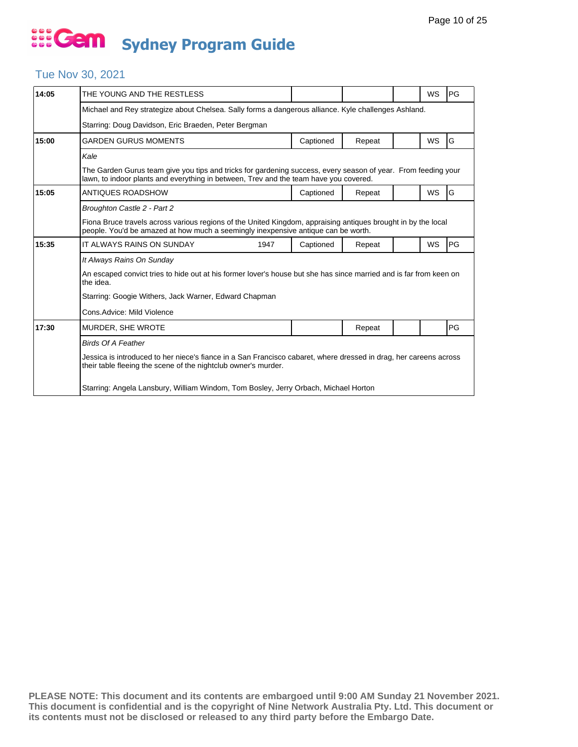# Gem Sydney Program Guide

## Tue Nov 30, 2021

| Time | Program | | Captioned | Repeat | | WS | Rating |
|---|---|---|---|---|---|---|---|
| 14:05 | THE YOUNG AND THE RESTLESS | | | | | WS | PG |
| | Michael and Rey strategize about Chelsea. Sally forms a dangerous alliance. Kyle challenges Ashland. | | | | | | |
| | Starring: Doug Davidson, Eric Braeden, Peter Bergman | | | | | | |
| 15:00 | GARDEN GURUS MOMENTS | | Captioned | Repeat | | WS | G |
| | *Kale* | | | | | | |
| | The Garden Gurus team give you tips and tricks for gardening success, every season of year. From feeding your lawn, to indoor plants and everything in between, Trev and the team have you covered. | | | | | | |
| 15:05 | ANTIQUES ROADSHOW | | Captioned | Repeat | | WS | G |
| | *Broughton Castle 2 - Part 2* | | | | | | |
| | Fiona Bruce travels across various regions of the United Kingdom, appraising antiques brought in by the local people. You'd be amazed at how much a seemingly inexpensive antique can be worth. | | | | | | |
| 15:35 | IT ALWAYS RAINS ON SUNDAY | 1947 | Captioned | Repeat | | WS | PG |
| | *It Always Rains On Sunday* | | | | | | |
| | An escaped convict tries to hide out at his former lover's house but she has since married and is far from keen on the idea. | | | | | | |
| | Starring: Googie Withers, Jack Warner, Edward Chapman | | | | | | |
| | Cons.Advice: Mild Violence | | | | | | |
| 17:30 | MURDER, SHE WROTE | | | Repeat | | | PG |
| | *Birds Of A Feather* | | | | | | |
| | Jessica is introduced to her niece's fiance in a San Francisco cabaret, where dressed in drag, her careens across their table fleeing the scene of the nightclub owner's murder. | | | | | | |
| | Starring: Angela Lansbury, William Windom, Tom Bosley, Jerry Orbach, Michael Horton | | | | | | |

**PLEASE NOTE: This document and its contents are embargoed until 9:00 AM Sunday 21 November 2021. This document is confidential and is the copyright of Nine Network Australia Pty. Ltd. This document or its contents must not be disclosed or released to any third party before the Embargo Date.**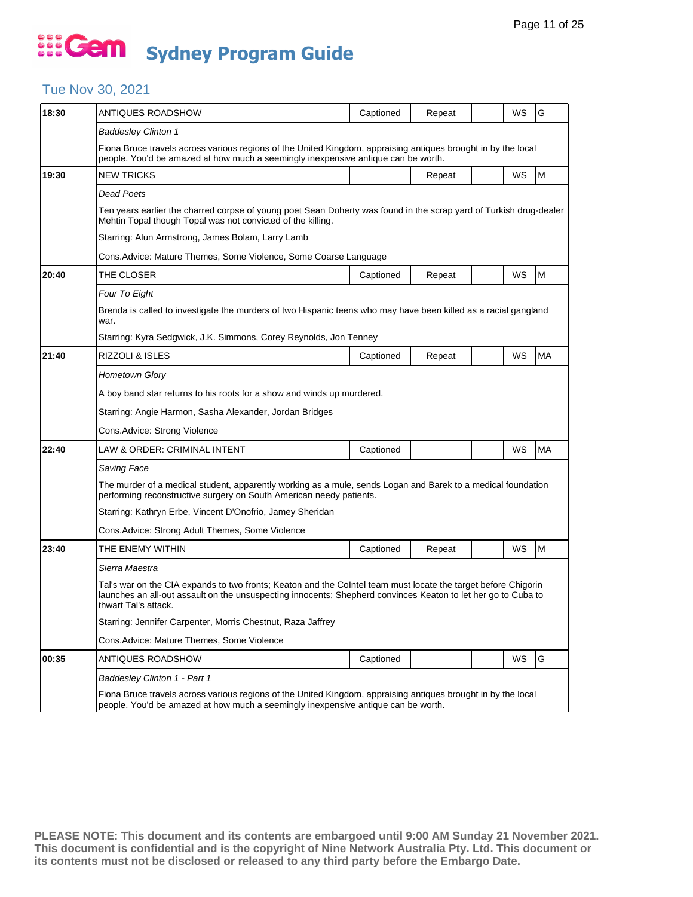# Sydney Program Guide

## Tue Nov 30, 2021

| Time | Program | Captioned | Repeat | | WS | Rating |
|---|---|---|---|---|---|---|
| 18:30 | ANTIQUES ROADSHOW | Captioned | Repeat | | WS | G |
| | *Baddesley Clinton 1* | | | | | |
| | Fiona Bruce travels across various regions of the United Kingdom, appraising antiques brought in by the local people. You'd be amazed at how much a seemingly inexpensive antique can be worth. | | | | | |
| 19:30 | NEW TRICKS | | Repeat | | WS | M |
| | *Dead Poets* | | | | | |
| | Ten years earlier the charred corpse of young poet Sean Doherty was found in the scrap yard of Turkish drug-dealer Mehtin Topal though Topal was not convicted of the killing. | | | | | |
| | Starring: Alun Armstrong, James Bolam, Larry Lamb | | | | | |
| | Cons.Advice: Mature Themes, Some Violence, Some Coarse Language | | | | | |
| 20:40 | THE CLOSER | Captioned | Repeat | | WS | M |
| | *Four To Eight* | | | | | |
| | Brenda is called to investigate the murders of two Hispanic teens who may have been killed as a racial gangland war. | | | | | |
| | Starring: Kyra Sedgwick, J.K. Simmons, Corey Reynolds, Jon Tenney | | | | | |
| 21:40 | RIZZOLI & ISLES | Captioned | Repeat | | WS | MA |
| | *Hometown Glory* | | | | | |
| | A boy band star returns to his roots for a show and winds up murdered. | | | | | |
| | Starring: Angie Harmon, Sasha Alexander, Jordan Bridges | | | | | |
| | Cons.Advice: Strong Violence | | | | | |
| 22:40 | LAW & ORDER: CRIMINAL INTENT | Captioned | | | WS | MA |
| | *Saving Face* | | | | | |
| | The murder of a medical student, apparently working as a mule, sends Logan and Barek to a medical foundation performing reconstructive surgery on South American needy patients. | | | | | |
| | Starring: Kathryn Erbe, Vincent D'Onofrio, Jamey Sheridan | | | | | |
| | Cons.Advice: Strong Adult Themes, Some Violence | | | | | |
| 23:40 | THE ENEMY WITHIN | Captioned | Repeat | | WS | M |
| | *Sierra Maestra* | | | | | |
| | Tal's war on the CIA expands to two fronts; Keaton and the ColIntel team must locate the target before Chigorin launches an all-out assault on the unsuspecting innocents; Shepherd convinces Keaton to let her go to Cuba to thwart Tal's attack. | | | | | |
| | Starring: Jennifer Carpenter, Morris Chestnut, Raza Jaffrey | | | | | |
| | Cons.Advice: Mature Themes, Some Violence | | | | | |
| 00:35 | ANTIQUES ROADSHOW | Captioned | | | WS | G |
| | *Baddesley Clinton 1 - Part 1* | | | | | |
| | Fiona Bruce travels across various regions of the United Kingdom, appraising antiques brought in by the local people. You'd be amazed at how much a seemingly inexpensive antique can be worth. | | | | | |

**PLEASE NOTE: This document and its contents are embargoed until 9:00 AM Sunday 21 November 2021. This document is confidential and is the copyright of Nine Network Australia Pty. Ltd. This document or its contents must not be disclosed or released to any third party before the Embargo Date.**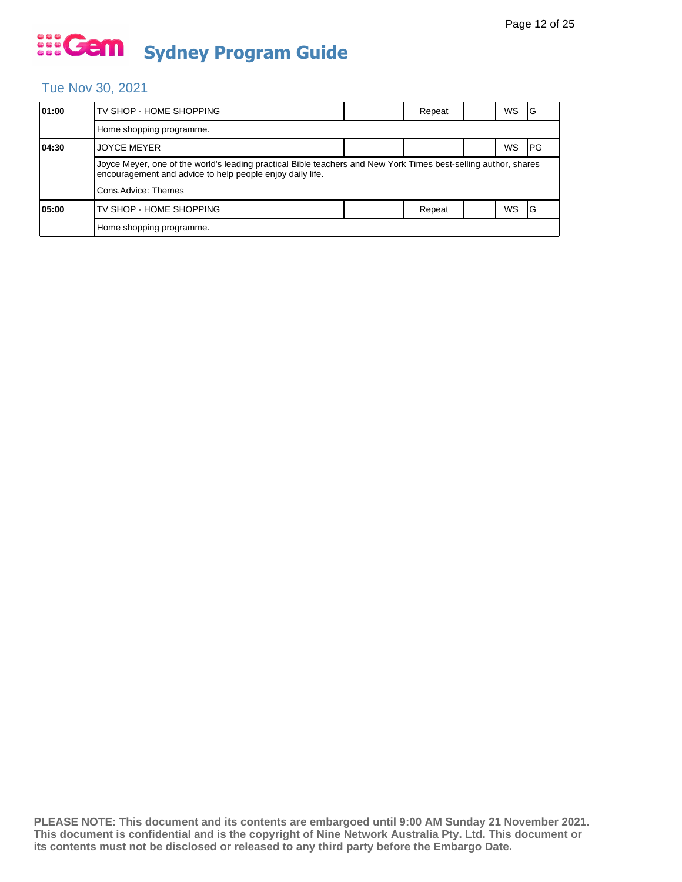# Sydney Program Guide

## Tue Nov 30, 2021

| Time | Program | | | | | | |
|---|---|---|---|---|---|---|---|
| **01:00** | TV SHOP - HOME SHOPPING | | Repeat | | WS | G |
| | Home shopping programme. | | | | | | |
| **04:30** | JOYCE MEYER | | | | WS | PG |
| | Joyce Meyer, one of the world's leading practical Bible teachers and New York Times best-selling author, shares encouragement and advice to help people enjoy daily life.<br>Cons.Advice: Themes | | | | | | |
| **05:00** | TV SHOP - HOME SHOPPING | | Repeat | | WS | G |
| | Home shopping programme. | | | | | | |

**PLEASE NOTE: This document and its contents are embargoed until 9:00 AM Sunday 21 November 2021. This document is confidential and is the copyright of Nine Network Australia Pty. Ltd. This document or its contents must not be disclosed or released to any third party before the Embargo Date.**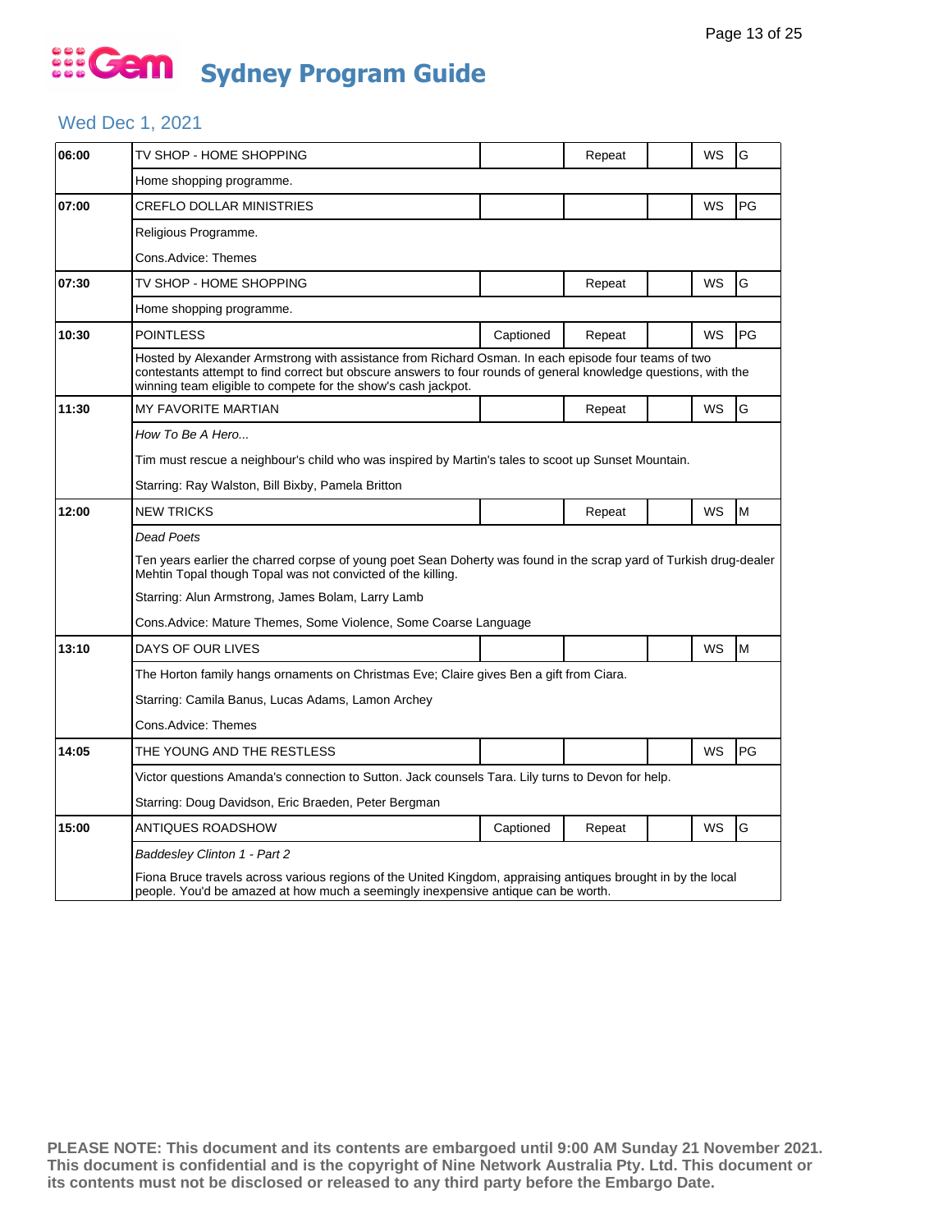# Gem Sydney Program Guide

## Wed Dec 1, 2021

| Time | Program | Captioned | Repeat | | WS | Rating |
|---|---|---|---|---|---|---|
| 06:00 | TV SHOP - HOME SHOPPING | | Repeat | | WS | G |
| | Home shopping programme. | | | | | |
| 07:00 | CREFLO DOLLAR MINISTRIES | | | | WS | PG |
| | Religious Programme.<br>Cons.Advice: Themes | | | | | |
| 07:30 | TV SHOP - HOME SHOPPING | | Repeat | | WS | G |
| | Home shopping programme. | | | | | |
| 10:30 | POINTLESS | Captioned | Repeat | | WS | PG |
| | Hosted by Alexander Armstrong with assistance from Richard Osman. In each episode four teams of two contestants attempt to find correct but obscure answers to four rounds of general knowledge questions, with the winning team eligible to compete for the show's cash jackpot. | | | | | |
| 11:30 | MY FAVORITE MARTIAN | | Repeat | | WS | G |
| | *How To Be A Hero...*<br>Tim must rescue a neighbour's child who was inspired by Martin's tales to scoot up Sunset Mountain.<br>Starring: Ray Walston, Bill Bixby, Pamela Britton | | | | | |
| 12:00 | NEW TRICKS | | Repeat | | WS | M |
| | *Dead Poets*<br>Ten years earlier the charred corpse of young poet Sean Doherty was found in the scrap yard of Turkish drug-dealer Mehtin Topal though Topal was not convicted of the killing.<br>Starring: Alun Armstrong, James Bolam, Larry Lamb<br>Cons.Advice: Mature Themes, Some Violence, Some Coarse Language | | | | | |
| 13:10 | DAYS OF OUR LIVES | | | | WS | M |
| | The Horton family hangs ornaments on Christmas Eve; Claire gives Ben a gift from Ciara.<br>Starring: Camila Banus, Lucas Adams, Lamon Archey<br>Cons.Advice: Themes | | | | | |
| 14:05 | THE YOUNG AND THE RESTLESS | | | | WS | PG |
| | Victor questions Amanda's connection to Sutton. Jack counsels Tara. Lily turns to Devon for help.<br>Starring: Doug Davidson, Eric Braeden, Peter Bergman | | | | | |
| 15:00 | ANTIQUES ROADSHOW | Captioned | Repeat | | WS | G |
| | *Baddesley Clinton 1 - Part 2*<br>Fiona Bruce travels across various regions of the United Kingdom, appraising antiques brought in by the local people. You'd be amazed at how much a seemingly inexpensive antique can be worth. | | | | | |

**PLEASE NOTE: This document and its contents are embargoed until 9:00 AM Sunday 21 November 2021. This document is confidential and is the copyright of Nine Network Australia Pty. Ltd. This document or its contents must not be disclosed or released to any third party before the Embargo Date.**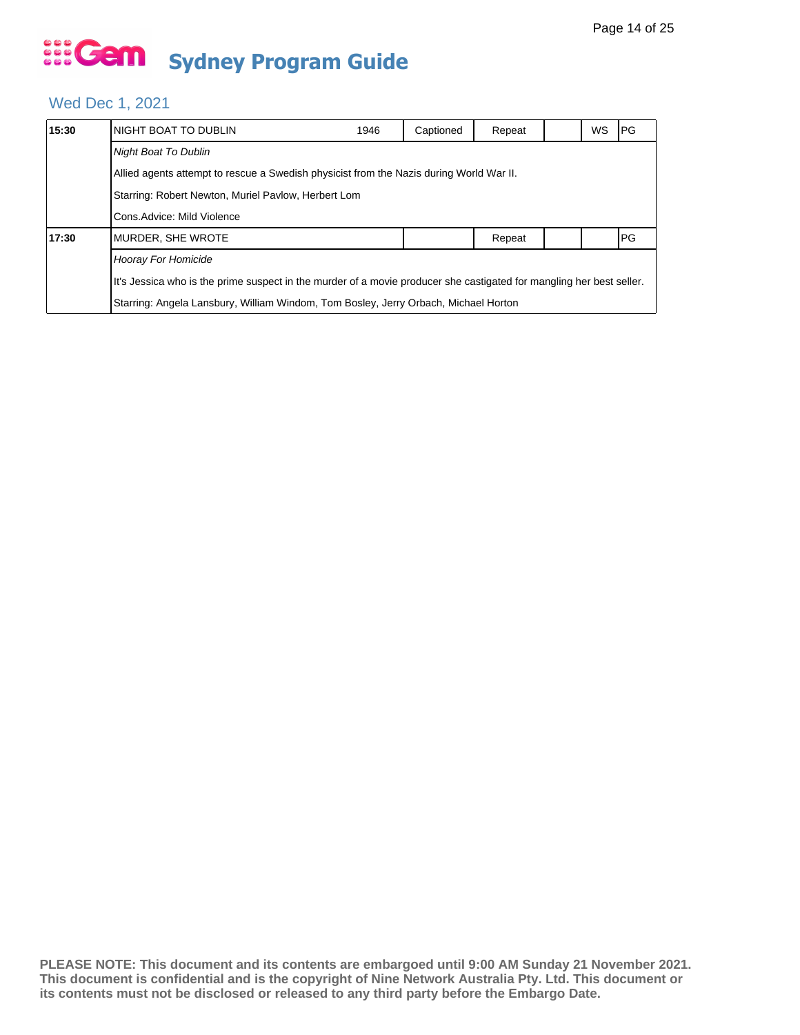# Gem Sydney Program Guide

## Wed Dec 1, 2021

| Time | Program | Year | Captioned | Repeat | | WS | Rating |
|---|---|---|---|---|---|---|---|
| **15:30** | NIGHT BOAT TO DUBLIN | 1946 | Captioned | Repeat | | WS | PG |
| | *Night Boat To Dublin* | | | | | | |
| | Allied agents attempt to rescue a Swedish physicist from the Nazis during World War II. | | | | | | |
| | Starring: Robert Newton, Muriel Pavlow, Herbert Lom | | | | | | |
| | Cons.Advice: Mild Violence | | | | | | |
| **17:30** | MURDER, SHE WROTE | | | Repeat | | | PG |
| | *Hooray For Homicide* | | | | | | |
| | It's Jessica who is the prime suspect in the murder of a movie producer she castigated for mangling her best seller. | | | | | | |
| | Starring: Angela Lansbury, William Windom, Tom Bosley, Jerry Orbach, Michael Horton | | | | | | |

**PLEASE NOTE: This document and its contents are embargoed until 9:00 AM Sunday 21 November 2021. This document is confidential and is the copyright of Nine Network Australia Pty. Ltd. This document or its contents must not be disclosed or released to any third party before the Embargo Date.**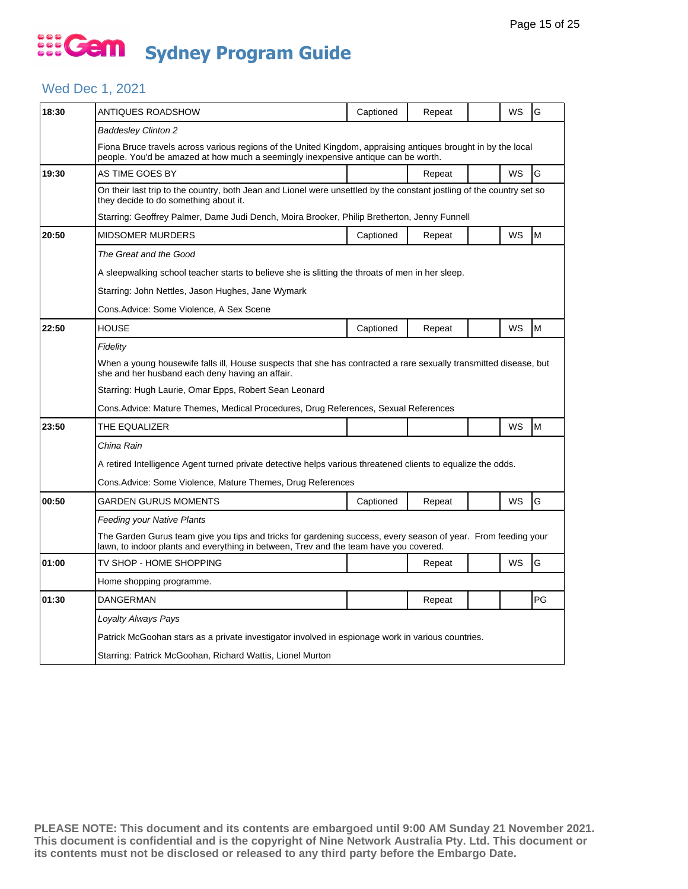# Gem Sydney Program Guide

## Wed Dec 1, 2021

| Time | Program | Captioned | Repeat | | WS | Rating |
|---|---|---|---|---|---|---|
| 18:30 | ANTIQUES ROADSHOW | Captioned | Repeat | | WS | G |
| | *Baddesley Clinton 2* | | | | | |
| | Fiona Bruce travels across various regions of the United Kingdom, appraising antiques brought in by the local people. You'd be amazed at how much a seemingly inexpensive antique can be worth. | | | | | |
| 19:30 | AS TIME GOES BY | | Repeat | | WS | G |
| | On their last trip to the country, both Jean and Lionel were unsettled by the constant jostling of the country set so they decide to do something about it. | | | | | |
| | Starring: Geoffrey Palmer, Dame Judi Dench, Moira Brooker, Philip Bretherton, Jenny Funnell | | | | | |
| 20:50 | MIDSOMER MURDERS | Captioned | Repeat | | WS | M |
| | *The Great and the Good* | | | | | |
| | A sleepwalking school teacher starts to believe she is slitting the throats of men in her sleep. | | | | | |
| | Starring: John Nettles, Jason Hughes, Jane Wymark | | | | | |
| | Cons.Advice: Some Violence, A Sex Scene | | | | | |
| 22:50 | HOUSE | Captioned | Repeat | | WS | M |
| | *Fidelity* | | | | | |
| | When a young housewife falls ill, House suspects that she has contracted a rare sexually transmitted disease, but she and her husband each deny having an affair. | | | | | |
| | Starring: Hugh Laurie, Omar Epps, Robert Sean Leonard | | | | | |
| | Cons.Advice: Mature Themes, Medical Procedures, Drug References, Sexual References | | | | | |
| 23:50 | THE EQUALIZER | | | | WS | M |
| | *China Rain* | | | | | |
| | A retired Intelligence Agent turned private detective helps various threatened clients to equalize the odds. | | | | | |
| | Cons.Advice: Some Violence, Mature Themes, Drug References | | | | | |
| 00:50 | GARDEN GURUS MOMENTS | Captioned | Repeat | | WS | G |
| | *Feeding your Native Plants* | | | | | |
| | The Garden Gurus team give you tips and tricks for gardening success, every season of year. From feeding your lawn, to indoor plants and everything in between, Trev and the team have you covered. | | | | | |
| 01:00 | TV SHOP - HOME SHOPPING | | Repeat | | WS | G |
| | Home shopping programme. | | | | | |
| 01:30 | DANGERMAN | | Repeat | | | PG |
| | *Loyalty Always Pays* | | | | | |
| | Patrick McGoohan stars as a private investigator involved in espionage work in various countries. | | | | | |
| | Starring: Patrick McGoohan, Richard Wattis, Lionel Murton | | | | | |

**PLEASE NOTE: This document and its contents are embargoed until 9:00 AM Sunday 21 November 2021. This document is confidential and is the copyright of Nine Network Australia Pty. Ltd. This document or its contents must not be disclosed or released to any third party before the Embargo Date.**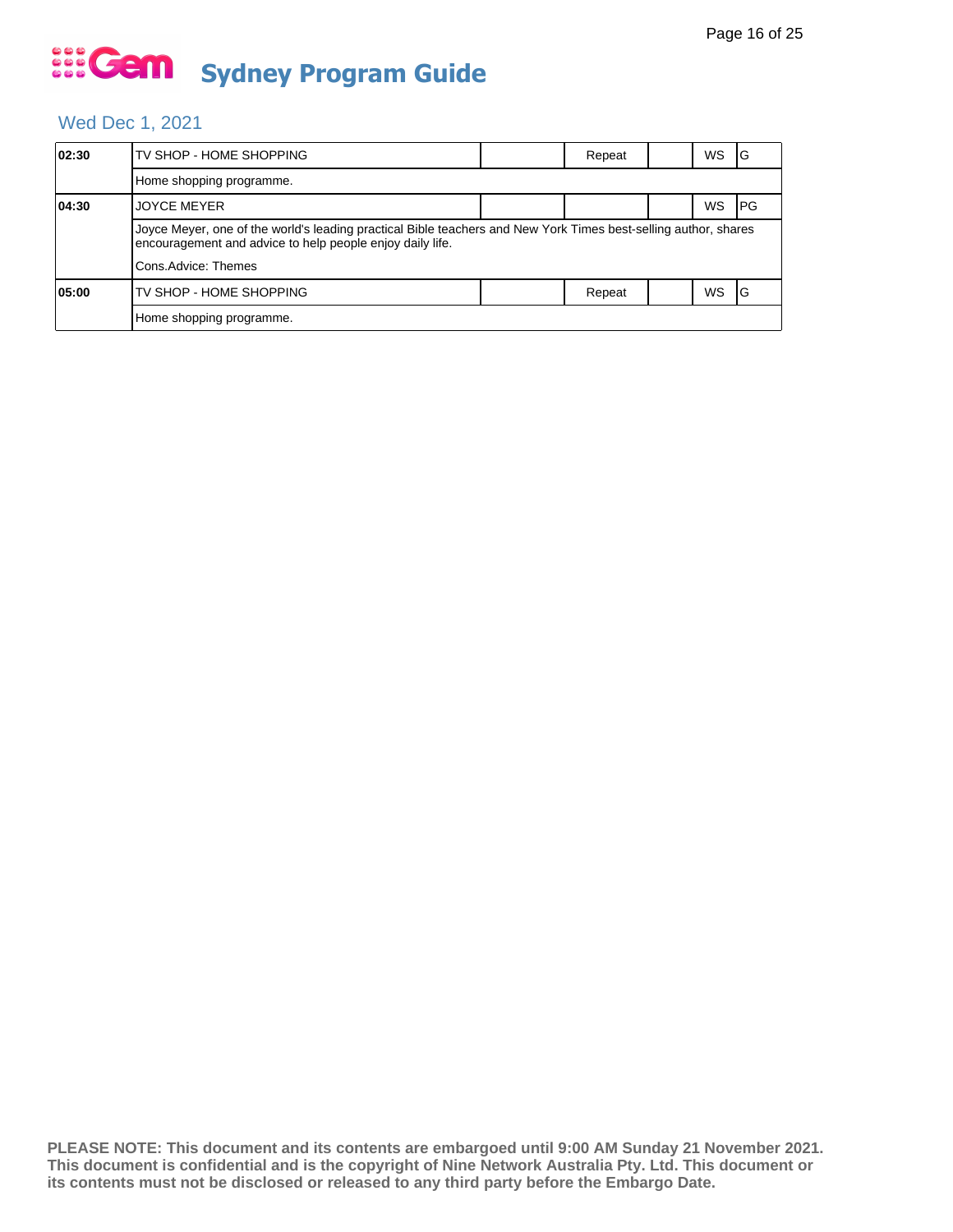# Sydney Program Guide

## Wed Dec 1, 2021

| Time | Program | | | | | |
|---|---|---|---|---|---|---|
| 02:30 | TV SHOP - HOME SHOPPING | | Repeat | | WS | G |
| | Home shopping programme. | | | | | |
| 04:30 | JOYCE MEYER | | | | WS | PG |
| | Joyce Meyer, one of the world's leading practical Bible teachers and New York Times best-selling author, shares encouragement and advice to help people enjoy daily life. Cons.Advice: Themes | | | | | |
| 05:00 | TV SHOP - HOME SHOPPING | | Repeat | | WS | G |
| | Home shopping programme. | | | | | |

**PLEASE NOTE: This document and its contents are embargoed until 9:00 AM Sunday 21 November 2021. This document is confidential and is the copyright of Nine Network Australia Pty. Ltd. This document or its contents must not be disclosed or released to any third party before the Embargo Date.**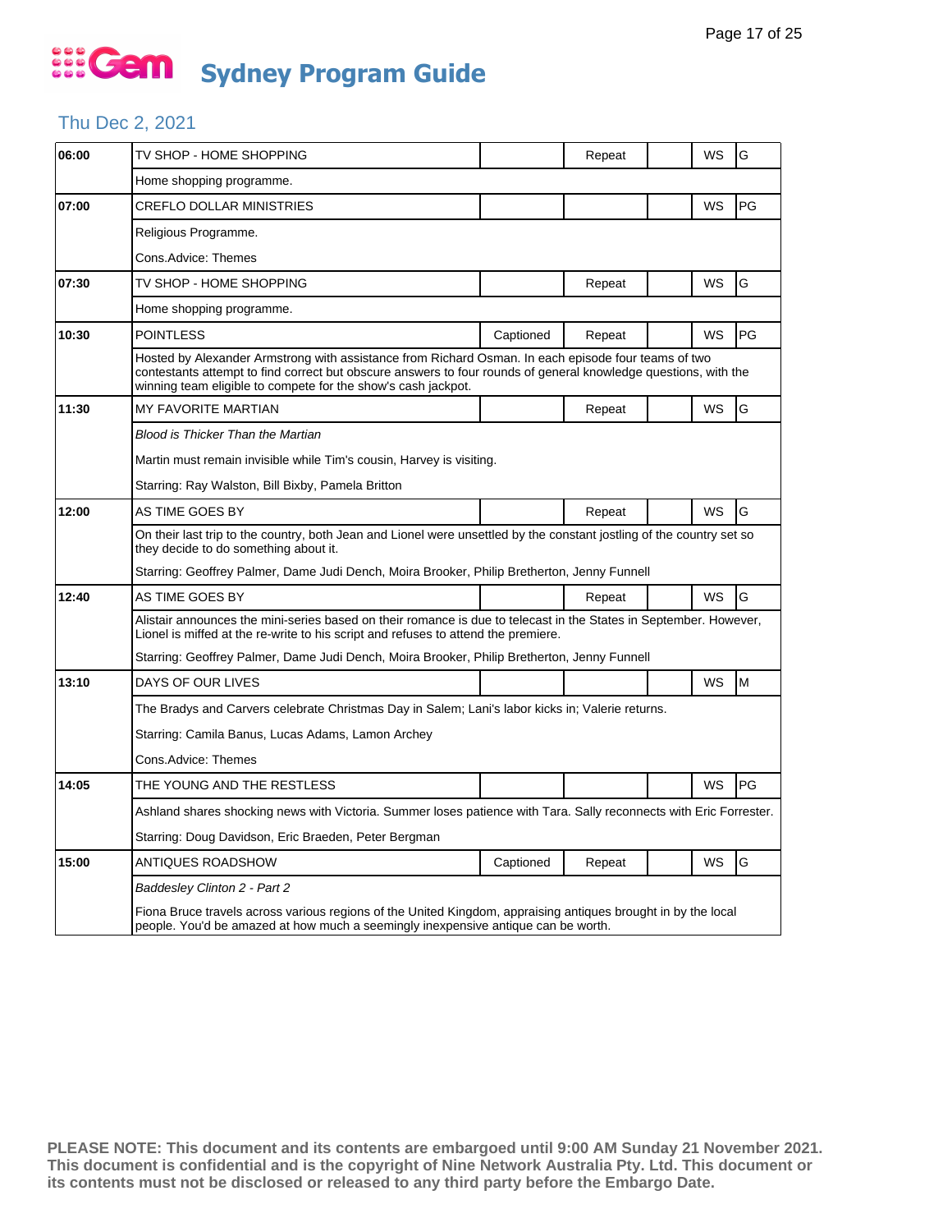# Gem Sydney Program Guide

## Thu Dec 2, 2021

| Time | Program | Captioned | Repeat | | WS | Rating |
|---|---|---|---|---|---|---|
| 06:00 | TV SHOP - HOME SHOPPING | | Repeat | | WS | G |
| | Home shopping programme. | | | | | |
| 07:00 | CREFLO DOLLAR MINISTRIES | | | | WS | PG |
| | Religious Programme.<br>Cons.Advice: Themes | | | | | |
| 07:30 | TV SHOP - HOME SHOPPING | | Repeat | | WS | G |
| | Home shopping programme. | | | | | |
| 10:30 | POINTLESS | Captioned | Repeat | | WS | PG |
| | Hosted by Alexander Armstrong with assistance from Richard Osman. In each episode four teams of two contestants attempt to find correct but obscure answers to four rounds of general knowledge questions, with the winning team eligible to compete for the show's cash jackpot. | | | | | |
| 11:30 | MY FAVORITE MARTIAN | | Repeat | | WS | G |
| | *Blood is Thicker Than the Martian*<br>Martin must remain invisible while Tim's cousin, Harvey is visiting.<br>Starring: Ray Walston, Bill Bixby, Pamela Britton | | | | | |
| 12:00 | AS TIME GOES BY | | Repeat | | WS | G |
| | On their last trip to the country, both Jean and Lionel were unsettled by the constant jostling of the country set so they decide to do something about it.<br>Starring: Geoffrey Palmer, Dame Judi Dench, Moira Brooker, Philip Bretherton, Jenny Funnell | | | | | |
| 12:40 | AS TIME GOES BY | | Repeat | | WS | G |
| | Alistair announces the mini-series based on their romance is due to telecast in the States in September. However, Lionel is miffed at the re-write to his script and refuses to attend the premiere.<br>Starring: Geoffrey Palmer, Dame Judi Dench, Moira Brooker, Philip Bretherton, Jenny Funnell | | | | | |
| 13:10 | DAYS OF OUR LIVES | | | | WS | M |
| | The Bradys and Carvers celebrate Christmas Day in Salem; Lani's labor kicks in; Valerie returns.<br>Starring: Camila Banus, Lucas Adams, Lamon Archey<br>Cons.Advice: Themes | | | | | |
| 14:05 | THE YOUNG AND THE RESTLESS | | | | WS | PG |
| | Ashland shares shocking news with Victoria. Summer loses patience with Tara. Sally reconnects with Eric Forrester.<br>Starring: Doug Davidson, Eric Braeden, Peter Bergman | | | | | |
| 15:00 | ANTIQUES ROADSHOW | Captioned | Repeat | | WS | G |
| | *Baddesley Clinton 2 - Part 2*<br>Fiona Bruce travels across various regions of the United Kingdom, appraising antiques brought in by the local people. You'd be amazed at how much a seemingly inexpensive antique can be worth. | | | | | |

**PLEASE NOTE: This document and its contents are embargoed until 9:00 AM Sunday 21 November 2021. This document is confidential and is the copyright of Nine Network Australia Pty. Ltd. This document or its contents must not be disclosed or released to any third party before the Embargo Date.**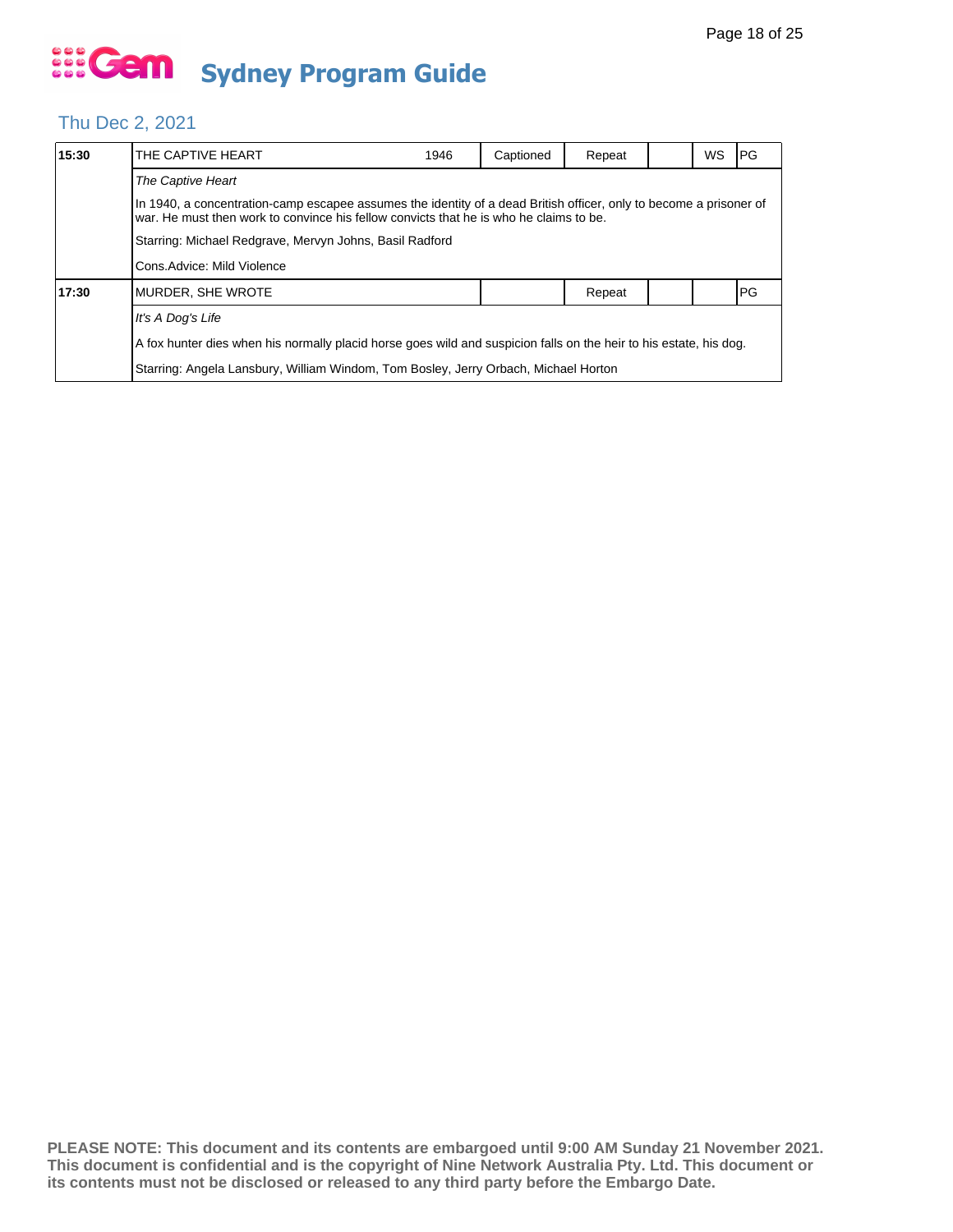# Gem Sydney Program Guide

## Thu Dec 2, 2021

| 15:30 | THE CAPTIVE HEART | 1946 | Captioned | Repeat | | WS | PG |
|---|---|---|---|---|---|---|---|
| | *The Captive Heart* | | | | | | |
| | In 1940, a concentration-camp escapee assumes the identity of a dead British officer, only to become a prisoner of war. He must then work to convince his fellow convicts that he is who he claims to be. | | | | | | |
| | Starring: Michael Redgrave, Mervyn Johns, Basil Radford | | | | | | |
| | Cons.Advice: Mild Violence | | | | | | |
| 17:30 | MURDER, SHE WROTE | | | Repeat | | | PG |
| | *It's A Dog's Life* | | | | | | |
| | A fox hunter dies when his normally placid horse goes wild and suspicion falls on the heir to his estate, his dog. | | | | | | |
| | Starring: Angela Lansbury, William Windom, Tom Bosley, Jerry Orbach, Michael Horton | | | | | | |

**PLEASE NOTE: This document and its contents are embargoed until 9:00 AM Sunday 21 November 2021. This document is confidential and is the copyright of Nine Network Australia Pty. Ltd. This document or its contents must not be disclosed or released to any third party before the Embargo Date.**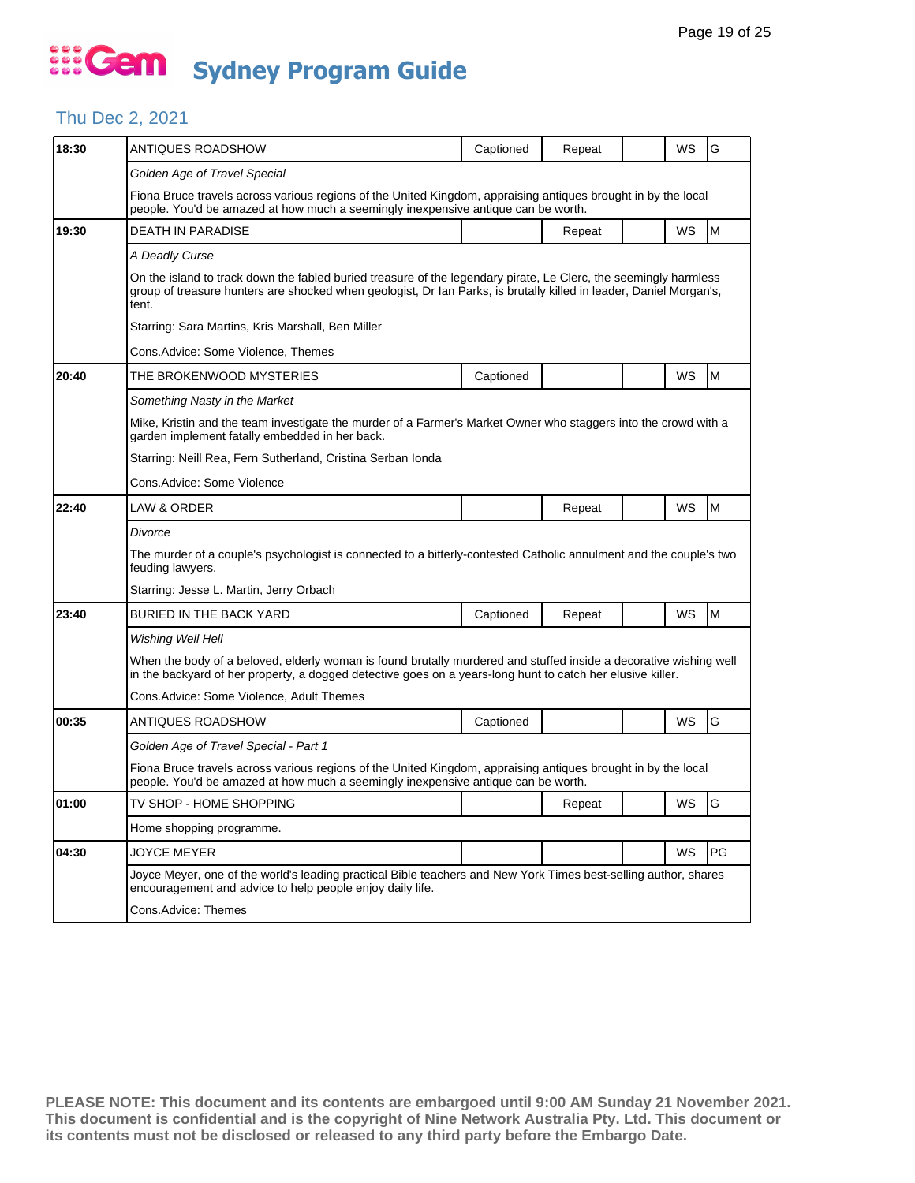# Gem Sydney Program Guide

## Thu Dec 2, 2021

| Time | Program | Captioned | Repeat | | WS | Rating |
|---|---|---|---|---|---|---|
| 18:30 | ANTIQUES ROADSHOW | Captioned | Repeat | | WS | G |
| | *Golden Age of Travel Special* | | | | | |
| | Fiona Bruce travels across various regions of the United Kingdom, appraising antiques brought in by the local people. You'd be amazed at how much a seemingly inexpensive antique can be worth. | | | | | |
| 19:30 | DEATH IN PARADISE | | Repeat | | WS | M |
| | *A Deadly Curse* | | | | | |
| | On the island to track down the fabled buried treasure of the legendary pirate, Le Clerc, the seemingly harmless group of treasure hunters are shocked when geologist, Dr Ian Parks, is brutally killed in leader, Daniel Morgan's, tent. | | | | | |
| | Starring: Sara Martins, Kris Marshall, Ben Miller | | | | | |
| | Cons.Advice: Some Violence, Themes | | | | | |
| 20:40 | THE BROKENWOOD MYSTERIES | Captioned | | | WS | M |
| | *Something Nasty in the Market* | | | | | |
| | Mike, Kristin and the team investigate the murder of a Farmer's Market Owner who staggers into the crowd with a garden implement fatally embedded in her back. | | | | | |
| | Starring: Neill Rea, Fern Sutherland, Cristina Serban Ionda | | | | | |
| | Cons.Advice: Some Violence | | | | | |
| 22:40 | LAW & ORDER | | Repeat | | WS | M |
| | *Divorce* | | | | | |
| | The murder of a couple's psychologist is connected to a bitterly-contested Catholic annulment and the couple's two feuding lawyers. | | | | | |
| | Starring: Jesse L. Martin, Jerry Orbach | | | | | |
| 23:40 | BURIED IN THE BACK YARD | Captioned | Repeat | | WS | M |
| | *Wishing Well Hell* | | | | | |
| | When the body of a beloved, elderly woman is found brutally murdered and stuffed inside a decorative wishing well in the backyard of her property, a dogged detective goes on a years-long hunt to catch her elusive killer. | | | | | |
| | Cons.Advice: Some Violence, Adult Themes | | | | | |
| 00:35 | ANTIQUES ROADSHOW | Captioned | | | WS | G |
| | *Golden Age of Travel Special - Part 1* | | | | | |
| | Fiona Bruce travels across various regions of the United Kingdom, appraising antiques brought in by the local people. You'd be amazed at how much a seemingly inexpensive antique can be worth. | | | | | |
| 01:00 | TV SHOP - HOME SHOPPING | | Repeat | | WS | G |
| | Home shopping programme. | | | | | |
| 04:30 | JOYCE MEYER | | | | WS | PG |
| | Joyce Meyer, one of the world's leading practical Bible teachers and New York Times best-selling author, shares encouragement and advice to help people enjoy daily life. | | | | | |
| | Cons.Advice: Themes | | | | | |

**PLEASE NOTE: This document and its contents are embargoed until 9:00 AM Sunday 21 November 2021. This document is confidential and is the copyright of Nine Network Australia Pty. Ltd. This document or its contents must not be disclosed or released to any third party before the Embargo Date.**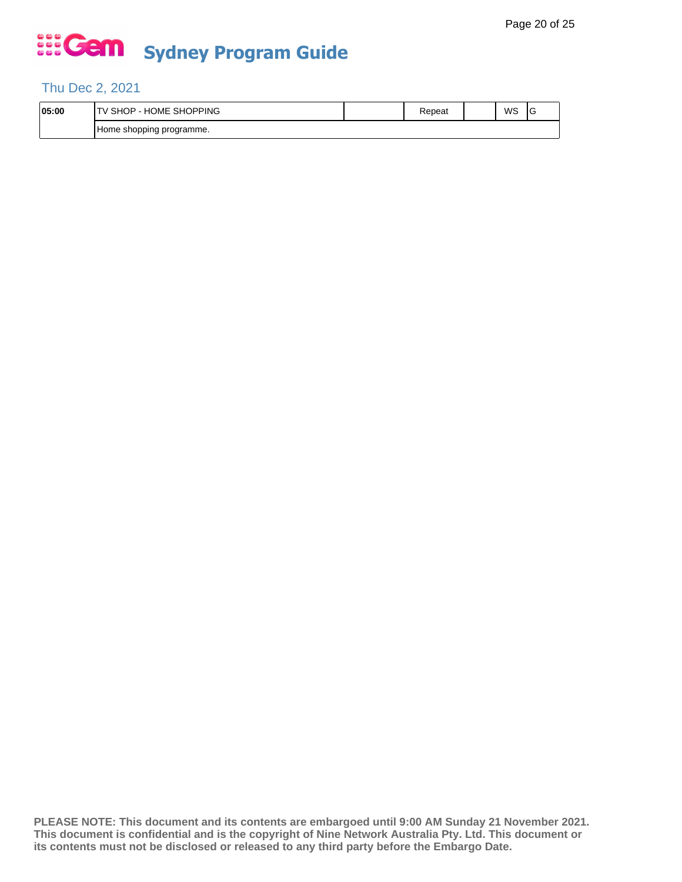# Gem Sydney Program Guide

## Thu Dec 2, 2021

| 05:00 | TV SHOP - HOME SHOPPING | | Repeat | | WS | G |
|---|---|---|---|---|---|---|
| | Home shopping programme. | | | | | |

**PLEASE NOTE: This document and its contents are embargoed until 9:00 AM Sunday 21 November 2021. This document is confidential and is the copyright of Nine Network Australia Pty. Ltd. This document or its contents must not be disclosed or released to any third party before the Embargo Date.**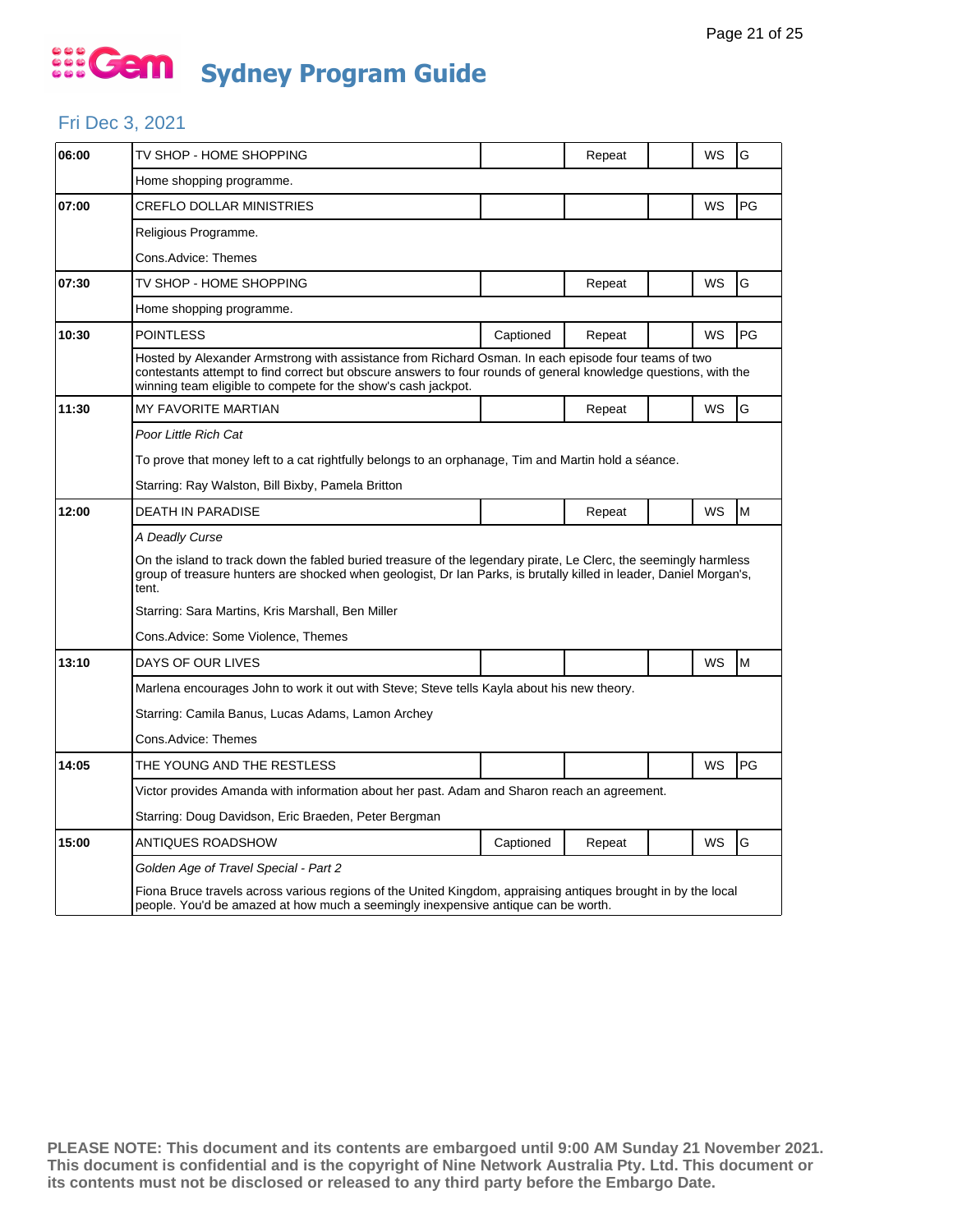# Gem Sydney Program Guide

## Fri Dec 3, 2021

| Time | Program | Captioned | Repeat | | WS | Rating |
|---|---|---|---|---|---|---|
| 06:00 | TV SHOP - HOME SHOPPING | | Repeat | | WS | G |
| | Home shopping programme. | | | | | |
| 07:00 | CREFLO DOLLAR MINISTRIES | | | | WS | PG |
| | Religious Programme.<br><br>Cons.Advice: Themes | | | | | |
| 07:30 | TV SHOP - HOME SHOPPING | | Repeat | | WS | G |
| | Home shopping programme. | | | | | |
| 10:30 | POINTLESS | Captioned | Repeat | | WS | PG |
| | Hosted by Alexander Armstrong with assistance from Richard Osman. In each episode four teams of two contestants attempt to find correct but obscure answers to four rounds of general knowledge questions, with the winning team eligible to compete for the show's cash jackpot. | | | | | |
| 11:30 | MY FAVORITE MARTIAN | | Repeat | | WS | G |
| | *Poor Little Rich Cat*<br><br>To prove that money left to a cat rightfully belongs to an orphanage, Tim and Martin hold a séance.<br><br>Starring: Ray Walston, Bill Bixby, Pamela Britton | | | | | |
| 12:00 | DEATH IN PARADISE | | Repeat | | WS | M |
| | *A Deadly Curse*<br><br>On the island to track down the fabled buried treasure of the legendary pirate, Le Clerc, the seemingly harmless group of treasure hunters are shocked when geologist, Dr Ian Parks, is brutally killed in leader, Daniel Morgan's, tent.<br><br>Starring: Sara Martins, Kris Marshall, Ben Miller<br><br>Cons.Advice: Some Violence, Themes | | | | | |
| 13:10 | DAYS OF OUR LIVES | | | | WS | M |
| | Marlena encourages John to work it out with Steve; Steve tells Kayla about his new theory.<br><br>Starring: Camila Banus, Lucas Adams, Lamon Archey<br><br>Cons.Advice: Themes | | | | | |
| 14:05 | THE YOUNG AND THE RESTLESS | | | | WS | PG |
| | Victor provides Amanda with information about her past. Adam and Sharon reach an agreement.<br><br>Starring: Doug Davidson, Eric Braeden, Peter Bergman | | | | | |
| 15:00 | ANTIQUES ROADSHOW | Captioned | Repeat | | WS | G |
| | *Golden Age of Travel Special - Part 2*<br><br>Fiona Bruce travels across various regions of the United Kingdom, appraising antiques brought in by the local people. You'd be amazed at how much a seemingly inexpensive antique can be worth. | | | | | |

**PLEASE NOTE: This document and its contents are embargoed until 9:00 AM Sunday 21 November 2021. This document is confidential and is the copyright of Nine Network Australia Pty. Ltd. This document or its contents must not be disclosed or released to any third party before the Embargo Date.**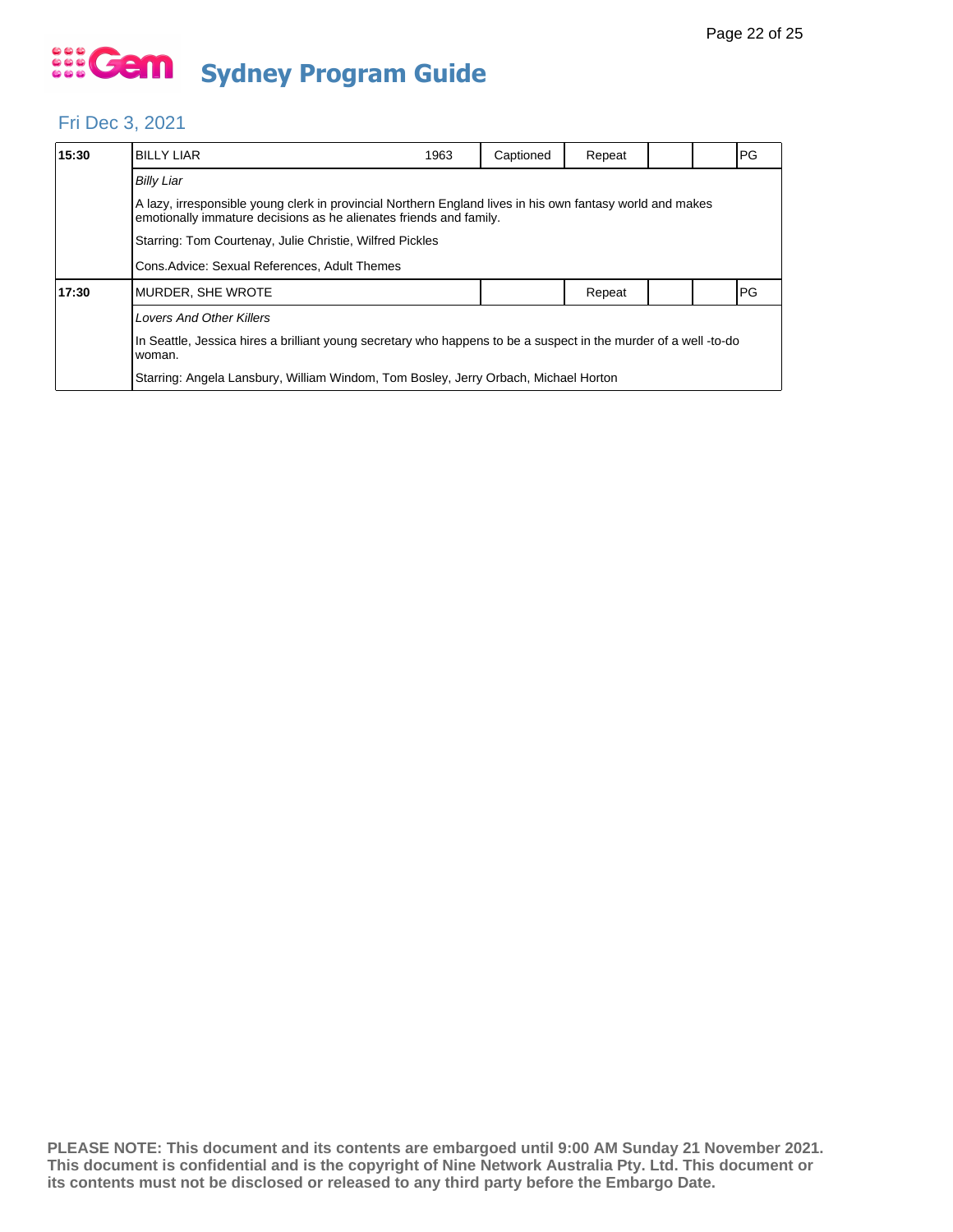# Sydney Program Guide

## Fri Dec 3, 2021

| | | | | | | | |
|---|---|---|---|---|---|---|---|
| 15:30 | BILLY LIAR | 1963 | Captioned | Repeat | | | PG |
| | *Billy Liar*<br><br>A lazy, irresponsible young clerk in provincial Northern England lives in his own fantasy world and makes emotionally immature decisions as he alienates friends and family.<br><br>Starring: Tom Courtenay, Julie Christie, Wilfred Pickles<br><br>Cons.Advice: Sexual References, Adult Themes | | | | | | |
| 17:30 | MURDER, SHE WROTE | | | Repeat | | | PG |
| | *Lovers And Other Killers*<br><br>In Seattle, Jessica hires a brilliant young secretary who happens to be a suspect in the murder of a well -to-do woman.<br><br>Starring: Angela Lansbury, William Windom, Tom Bosley, Jerry Orbach, Michael Horton | | | | | | |

**PLEASE NOTE: This document and its contents are embargoed until 9:00 AM Sunday 21 November 2021. This document is confidential and is the copyright of Nine Network Australia Pty. Ltd. This document or its contents must not be disclosed or released to any third party before the Embargo Date.**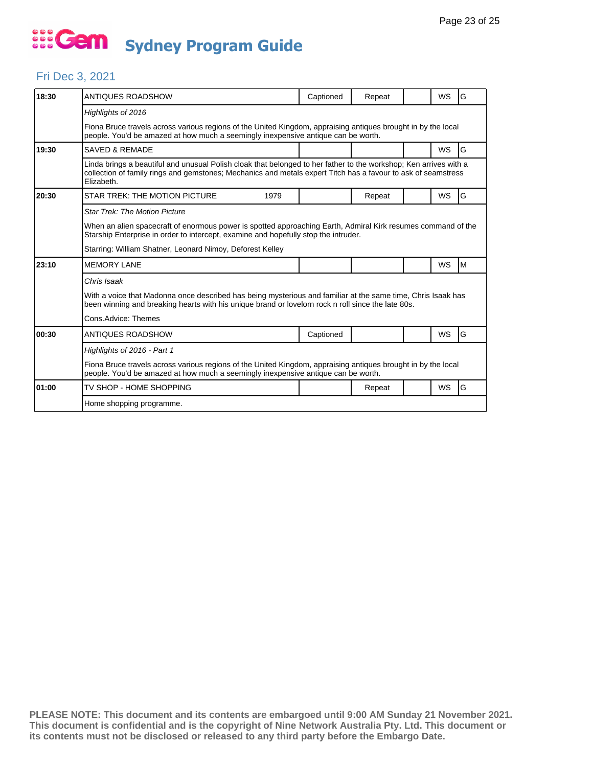# Gem Sydney Program Guide

## Fri Dec 3, 2021

| Time | Program | | Captioned | Repeat | | WS | Rating |
|---|---|---|---|---|---|---|---|
| 18:30 | ANTIQUES ROADSHOW | | Captioned | Repeat | | WS | G |
| | *Highlights of 2016* | | | | | | |
| | Fiona Bruce travels across various regions of the United Kingdom, appraising antiques brought in by the local people. You'd be amazed at how much a seemingly inexpensive antique can be worth. | | | | | | |
| 19:30 | SAVED & REMADE | | | | | WS | G |
| | Linda brings a beautiful and unusual Polish cloak that belonged to her father to the workshop; Ken arrives with a collection of family rings and gemstones; Mechanics and metals expert Titch has a favour to ask of seamstress Elizabeth. | | | | | | |
| 20:30 | STAR TREK: THE MOTION PICTURE | 1979 | | Repeat | | WS | G |
| | *Star Trek: The Motion Picture* | | | | | | |
| | When an alien spacecraft of enormous power is spotted approaching Earth, Admiral Kirk resumes command of the Starship Enterprise in order to intercept, examine and hopefully stop the intruder. | | | | | | |
| | Starring: William Shatner, Leonard Nimoy, Deforest Kelley | | | | | | |
| 23:10 | MEMORY LANE | | | | | WS | M |
| | *Chris Isaak* | | | | | | |
| | With a voice that Madonna once described has being mysterious and familiar at the same time, Chris Isaak has been winning and breaking hearts with his unique brand or lovelorn rock n roll since the late 80s. | | | | | | |
| | Cons.Advice: Themes | | | | | | |
| 00:30 | ANTIQUES ROADSHOW | | Captioned | | | WS | G |
| | *Highlights of 2016 - Part 1* | | | | | | |
| | Fiona Bruce travels across various regions of the United Kingdom, appraising antiques brought in by the local people. You'd be amazed at how much a seemingly inexpensive antique can be worth. | | | | | | |
| 01:00 | TV SHOP - HOME SHOPPING | | | Repeat | | WS | G |
| | Home shopping programme. | | | | | | |

**PLEASE NOTE: This document and its contents are embargoed until 9:00 AM Sunday 21 November 2021. This document is confidential and is the copyright of Nine Network Australia Pty. Ltd. This document or its contents must not be disclosed or released to any third party before the Embargo Date.**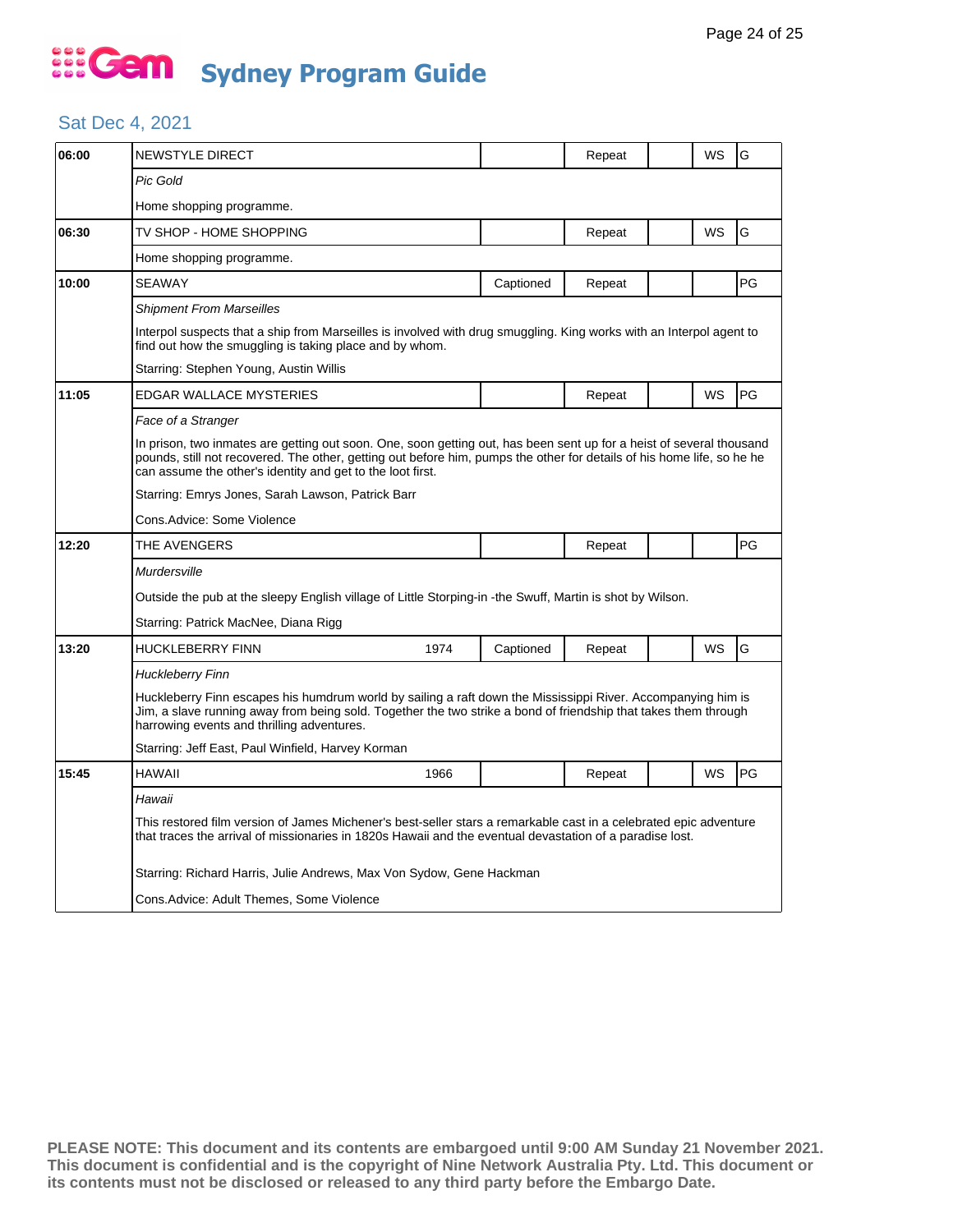# Gem Sydney Program Guide

## Sat Dec 4, 2021

| Time | Program | Year | Captioned | Repeat | | WS | Rating |
|---|---|---|---|---|---|---|---|
| 06:00 | NEWSTYLE DIRECT | | | Repeat | | WS | G |
| | *Pic Gold* | | | | | | |
| | Home shopping programme. | | | | | | |
| 06:30 | TV SHOP - HOME SHOPPING | | | Repeat | | WS | G |
| | Home shopping programme. | | | | | | |
| 10:00 | SEAWAY | | Captioned | Repeat | | | PG |
| | *Shipment From Marseilles* | | | | | | |
| | Interpol suspects that a ship from Marseilles is involved with drug smuggling. King works with an Interpol agent to find out how the smuggling is taking place and by whom. | | | | | | |
| | Starring: Stephen Young, Austin Willis | | | | | | |
| 11:05 | EDGAR WALLACE MYSTERIES | | | Repeat | | WS | PG |
| | *Face of a Stranger* | | | | | | |
| | In prison, two inmates are getting out soon. One, soon getting out, has been sent up for a heist of several thousand pounds, still not recovered. The other, getting out before him, pumps the other for details of his home life, so he he can assume the other's identity and get to the loot first. | | | | | | |
| | Starring: Emrys Jones, Sarah Lawson, Patrick Barr | | | | | | |
| | Cons.Advice: Some Violence | | | | | | |
| 12:20 | THE AVENGERS | | | Repeat | | | PG |
| | *Murdersville* | | | | | | |
| | Outside the pub at the sleepy English village of Little Storping-in -the Swuff, Martin is shot by Wilson. | | | | | | |
| | Starring: Patrick MacNee, Diana Rigg | | | | | | |
| 13:20 | HUCKLEBERRY FINN | 1974 | Captioned | Repeat | | WS | G |
| | *Huckleberry Finn* | | | | | | |
| | Huckleberry Finn escapes his humdrum world by sailing a raft down the Mississippi River. Accompanying him is Jim, a slave running away from being sold. Together the two strike a bond of friendship that takes them through harrowing events and thrilling adventures. | | | | | | |
| | Starring: Jeff East, Paul Winfield, Harvey Korman | | | | | | |
| 15:45 | HAWAII | 1966 | | Repeat | | WS | PG |
| | *Hawaii* | | | | | | |
| | This restored film version of James Michener's best-seller stars a remarkable cast in a celebrated epic adventure that traces the arrival of missionaries in 1820s Hawaii and the eventual devastation of a paradise lost. | | | | | | |
| | Starring: Richard Harris, Julie Andrews, Max Von Sydow, Gene Hackman | | | | | | |
| | Cons.Advice: Adult Themes, Some Violence | | | | | | |

**PLEASE NOTE: This document and its contents are embargoed until 9:00 AM Sunday 21 November 2021. This document is confidential and is the copyright of Nine Network Australia Pty. Ltd. This document or its contents must not be disclosed or released to any third party before the Embargo Date.**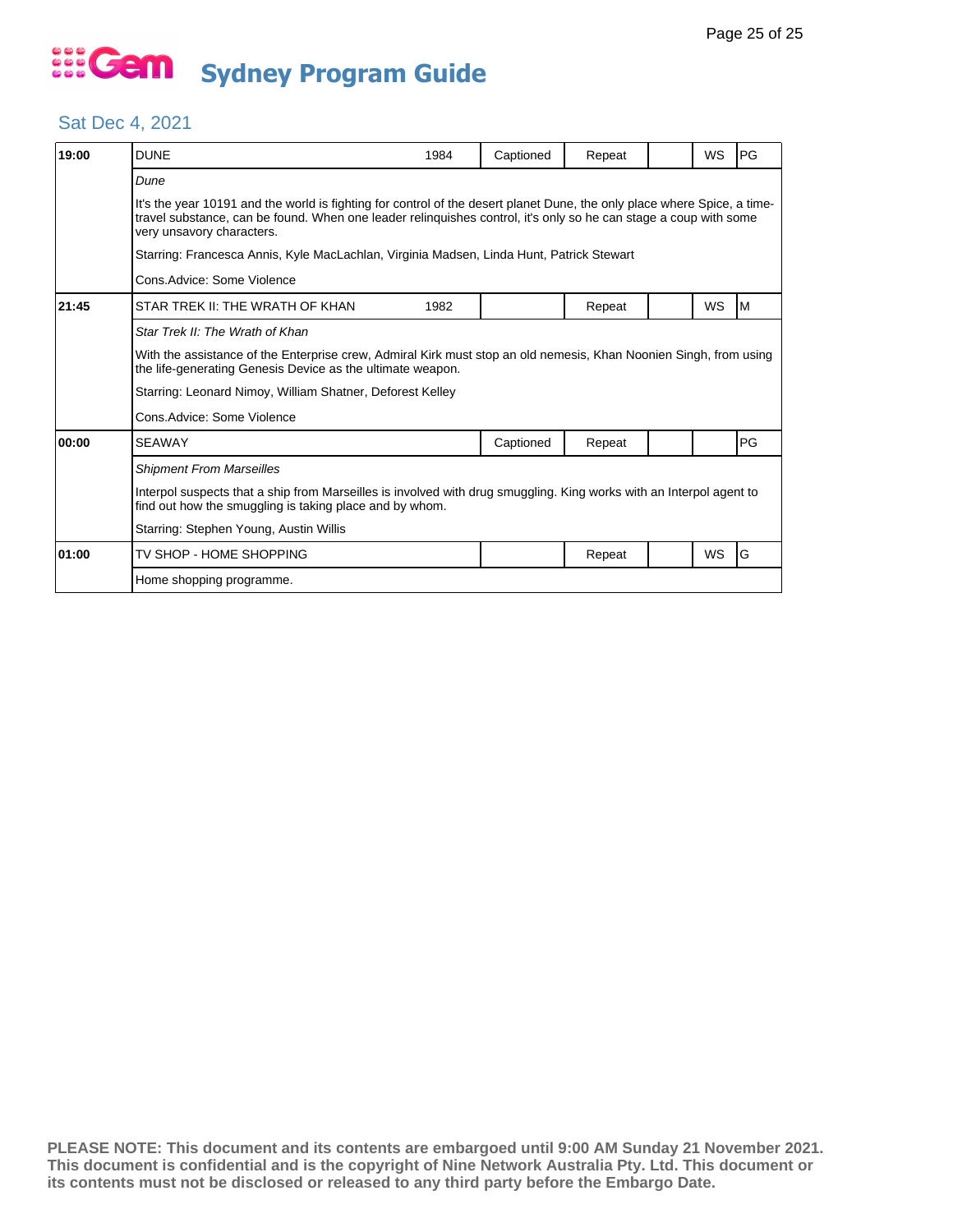# Gem Sydney Program Guide

## Sat Dec 4, 2021

| | | | | | | | |
|---|---|---|---|---|---|---|---|
| **19:00** | DUNE | 1984 | Captioned | Repeat | | WS | PG |
| | *Dune* | | | | | | |
| | It's the year 10191 and the world is fighting for control of the desert planet Dune, the only place where Spice, a time-travel substance, can be found. When one leader relinquishes control, it's only so he can stage a coup with some very unsavory characters. | | | | | | |
| | Starring: Francesca Annis, Kyle MacLachlan, Virginia Madsen, Linda Hunt, Patrick Stewart | | | | | | |
| | Cons.Advice: Some Violence | | | | | | |
| **21:45** | STAR TREK II: THE WRATH OF KHAN | 1982 | | Repeat | | WS | M |
| | *Star Trek II: The Wrath of Khan* | | | | | | |
| | With the assistance of the Enterprise crew, Admiral Kirk must stop an old nemesis, Khan Noonien Singh, from using the life-generating Genesis Device as the ultimate weapon. | | | | | | |
| | Starring: Leonard Nimoy, William Shatner, Deforest Kelley | | | | | | |
| | Cons.Advice: Some Violence | | | | | | |
| **00:00** | SEAWAY | | Captioned | Repeat | | | PG |
| | *Shipment From Marseilles* | | | | | | |
| | Interpol suspects that a ship from Marseilles is involved with drug smuggling. King works with an Interpol agent to find out how the smuggling is taking place and by whom. | | | | | | |
| | Starring: Stephen Young, Austin Willis | | | | | | |
| **01:00** | TV SHOP - HOME SHOPPING | | | Repeat | | WS | G |
| | Home shopping programme. | | | | | | |

**PLEASE NOTE: This document and its contents are embargoed until 9:00 AM Sunday 21 November 2021. This document is confidential and is the copyright of Nine Network Australia Pty. Ltd. This document or its contents must not be disclosed or released to any third party before the Embargo Date.**